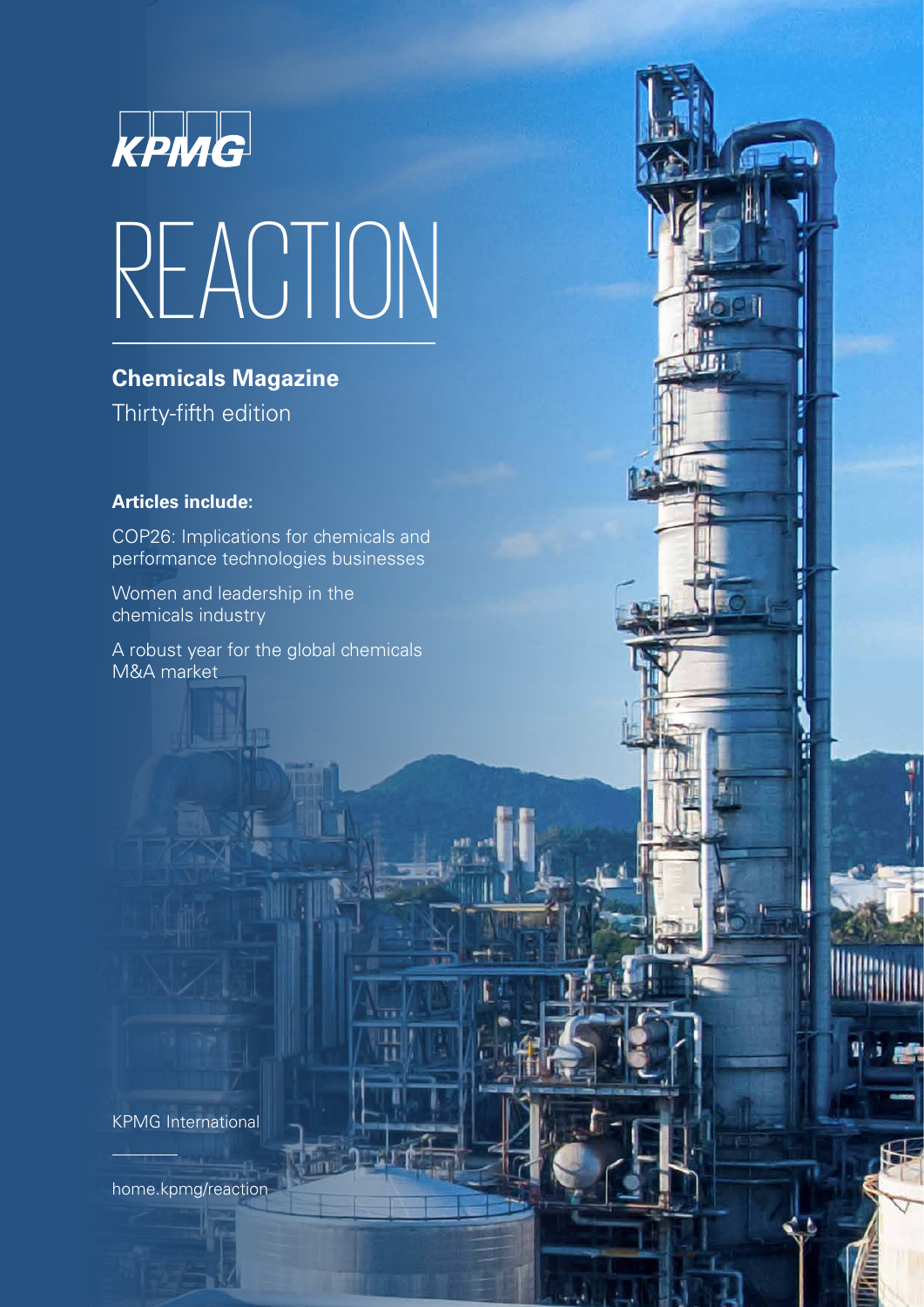KPMG

# REACTION

## Chemicals Magazine

Thirty-fifth edition

**Articles include:**

COP26: Implications for chemicals and performance technologies businesses

Women and leadership in the chemicals industry

A robust year for the global chemicals M&A market

KPMG International

home.kpmg/reaction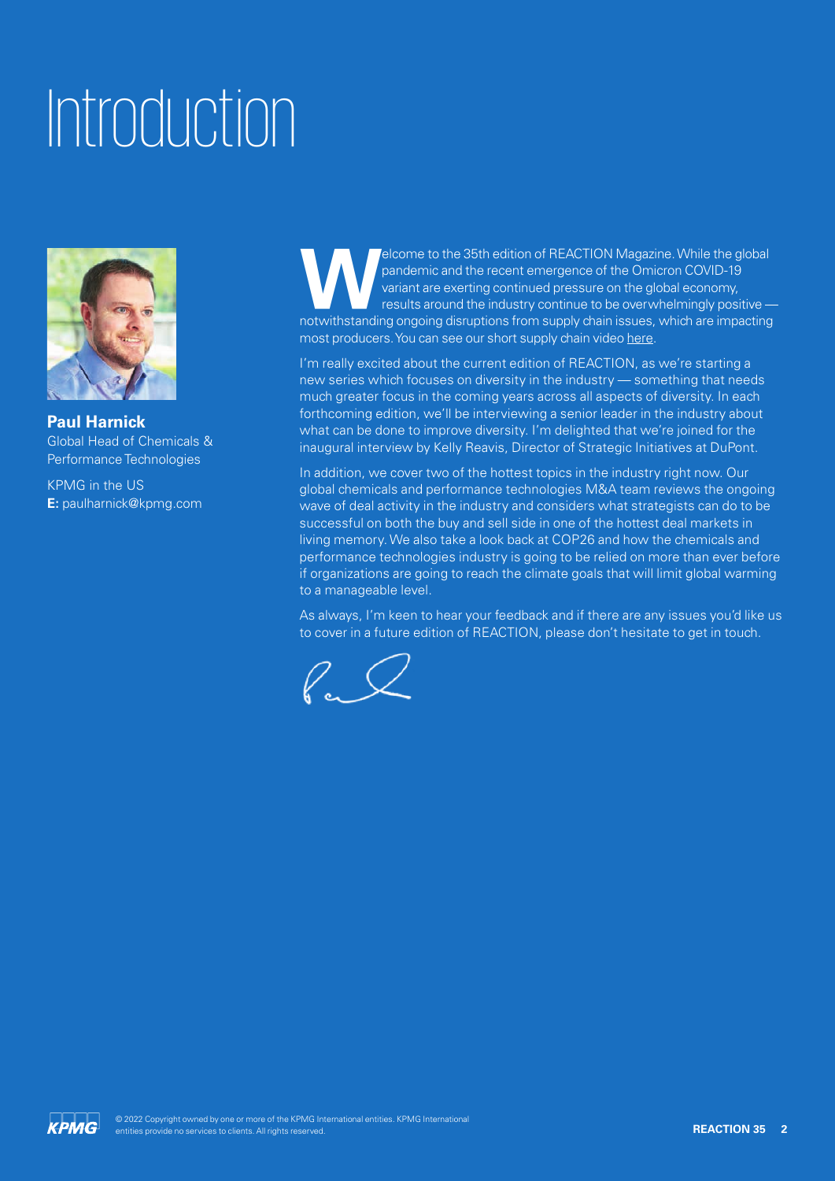# Introduction

**Paul Harnick**
Global Head of Chemicals & Performance Technologies

KPMG in the US
**E:** paulharnick@kpmg.com

Welcome to the 35th edition of REACTION Magazine. While the global pandemic and the recent emergence of the Omicron COVID-19 variant are exerting continued pressure on the global economy, results around the industry continue to be overwhelmingly positive — notwithstanding ongoing disruptions from supply chain issues, which are impacting most producers. You can see our short supply chain video here.

I'm really excited about the current edition of REACTION, as we're starting a new series which focuses on diversity in the industry — something that needs much greater focus in the coming years across all aspects of diversity. In each forthcoming edition, we'll be interviewing a senior leader in the industry about what can be done to improve diversity. I'm delighted that we're joined for the inaugural interview by Kelly Reavis, Director of Strategic Initiatives at DuPont.

In addition, we cover two of the hottest topics in the industry right now. Our global chemicals and performance technologies M&A team reviews the ongoing wave of deal activity in the industry and considers what strategists can do to be successful on both the buy and sell side in one of the hottest deal markets in living memory. We also take a look back at COP26 and how the chemicals and performance technologies industry is going to be relied on more than ever before if organizations are going to reach the climate goals that will limit global warming to a manageable level.

As always, I'm keen to hear your feedback and if there are any issues you'd like us to cover in a future edition of REACTION, please don't hesitate to get in touch.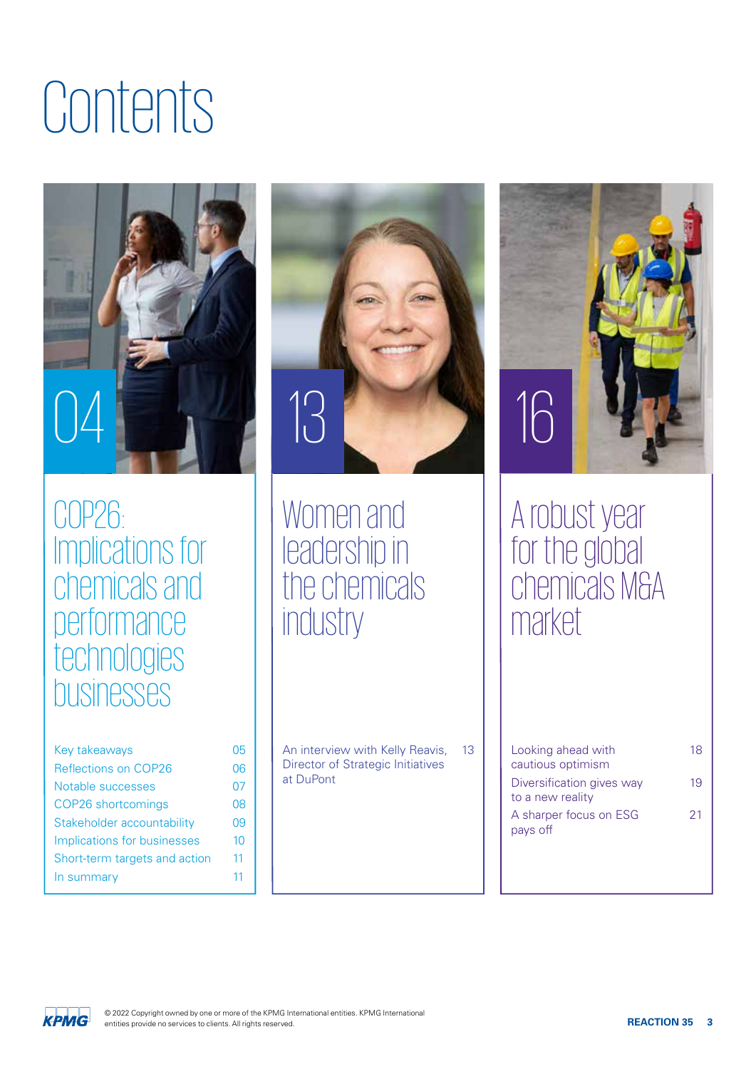# Contents

## 04 COP26: Implications for chemicals and performance technologies businesses

- Key takeaways 05
- Reflections on COP26 06
- Notable successes 07
- COP26 shortcomings 08
- Stakeholder accountability 09
- Implications for businesses 10
- Short-term targets and action 11
- In summary 11

## 13 Women and leadership in the chemicals industry

- An interview with Kelly Reavis, Director of Strategic Initiatives at DuPont 13

## 16 A robust year for the global chemicals M&A market

- Looking ahead with cautious optimism 18
- Diversification gives way to a new reality 19
- A sharper focus on ESG pays off 21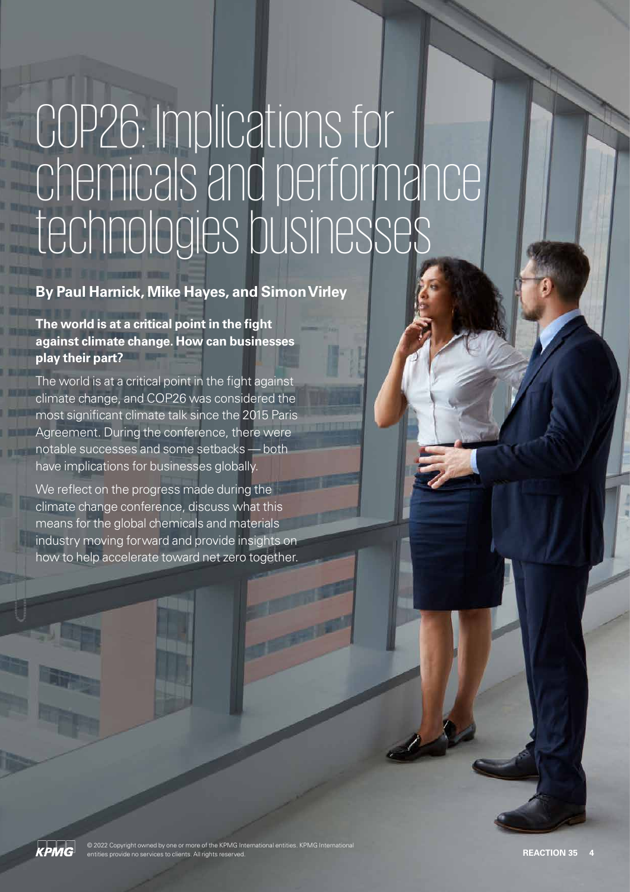# COP26: Implications for chemicals and performance technologies businesses

**By Paul Harnick, Mike Hayes, and Simon Virley**

**The world is at a critical point in the fight against climate change. How can businesses play their part?**

The world is at a critical point in the fight against climate change, and COP26 was considered the most significant climate talk since the 2015 Paris Agreement. During the conference, there were notable successes and some setbacks — both have implications for businesses globally.

We reflect on the progress made during the climate change conference, discuss what this means for the global chemicals and materials industry moving forward and provide insights on how to help accelerate toward net zero together.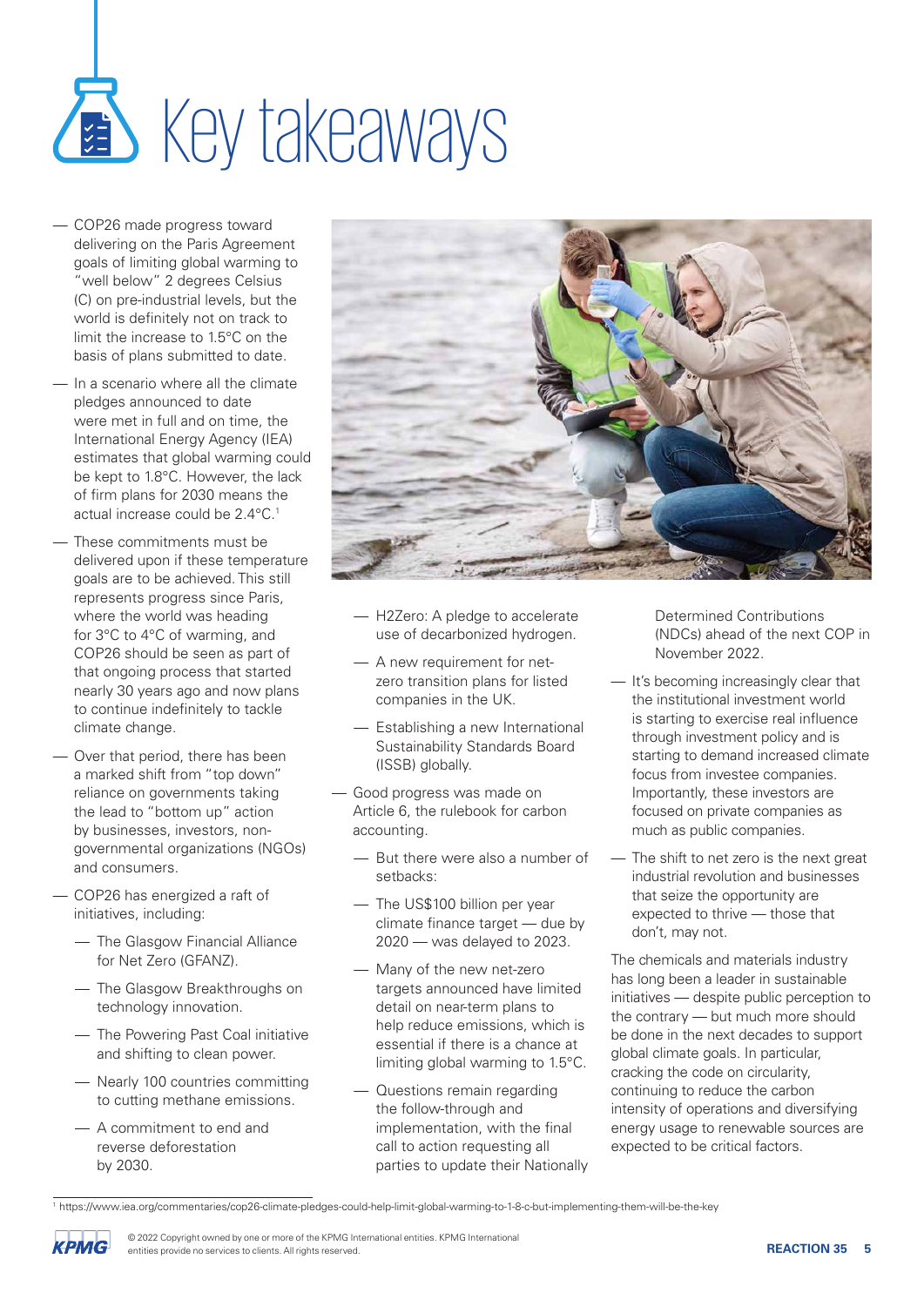# Key takeaways

- COP26 made progress toward delivering on the Paris Agreement goals of limiting global warming to "well below" 2 degrees Celsius (C) on pre-industrial levels, but the world is definitely not on track to limit the increase to 1.5°C on the basis of plans submitted to date.
- In a scenario where all the climate pledges announced to date were met in full and on time, the International Energy Agency (IEA) estimates that global warming could be kept to 1.8°C. However, the lack of firm plans for 2030 means the actual increase could be 2.4°C.[1]
- These commitments must be delivered upon if these temperature goals are to be achieved. This still represents progress since Paris, where the world was heading for 3°C to 4°C of warming, and COP26 should be seen as part of that ongoing process that started nearly 30 years ago and now plans to continue indefinitely to tackle climate change.
- Over that period, there has been a marked shift from "top down" reliance on governments taking the lead to "bottom up" action by businesses, investors, non-governmental organizations (NGOs) and consumers.
- COP26 has energized a raft of initiatives, including:
  - The Glasgow Financial Alliance for Net Zero (GFANZ).
  - The Glasgow Breakthroughs on technology innovation.
  - The Powering Past Coal initiative and shifting to clean power.
  - Nearly 100 countries committing to cutting methane emissions.
  - A commitment to end and reverse deforestation by 2030.
  - H2Zero: A pledge to accelerate use of decarbonized hydrogen.
  - A new requirement for net-zero transition plans for listed companies in the UK.
  - Establishing a new International Sustainability Standards Board (ISSB) globally.
- Good progress was made on Article 6, the rulebook for carbon accounting.
  - But there were also a number of setbacks:
  - The US$100 billion per year climate finance target — due by 2020 — was delayed to 2023.
  - Many of the new net-zero targets announced have limited detail on near-term plans to help reduce emissions, which is essential if there is a chance at limiting global warming to 1.5°C.
  - Questions remain regarding the follow-through and implementation, with the final call to action requesting all parties to update their Nationally Determined Contributions (NDCs) ahead of the next COP in November 2022.
- It's becoming increasingly clear that the institutional investment world is starting to exercise real influence through investment policy and is starting to demand increased climate focus from investee companies. Importantly, these investors are focused on private companies as much as public companies.
- The shift to net zero is the next great industrial revolution and businesses that seize the opportunity are expected to thrive — those that don't, may not.

The chemicals and materials industry has long been a leader in sustainable initiatives — despite public perception to the contrary — but much more should be done in the next decades to support global climate goals. In particular, cracking the code on circularity, continuing to reduce the carbon intensity of operations and diversifying energy usage to renewable sources are expected to be critical factors.

[1] https://www.iea.org/commentaries/cop26-climate-pledges-could-help-limit-global-warming-to-1-8-c-but-implementing-them-will-be-the-key

© 2022 Copyright owned by one or more of the KPMG International entities. KPMG International entities provide no services to clients. All rights reserved.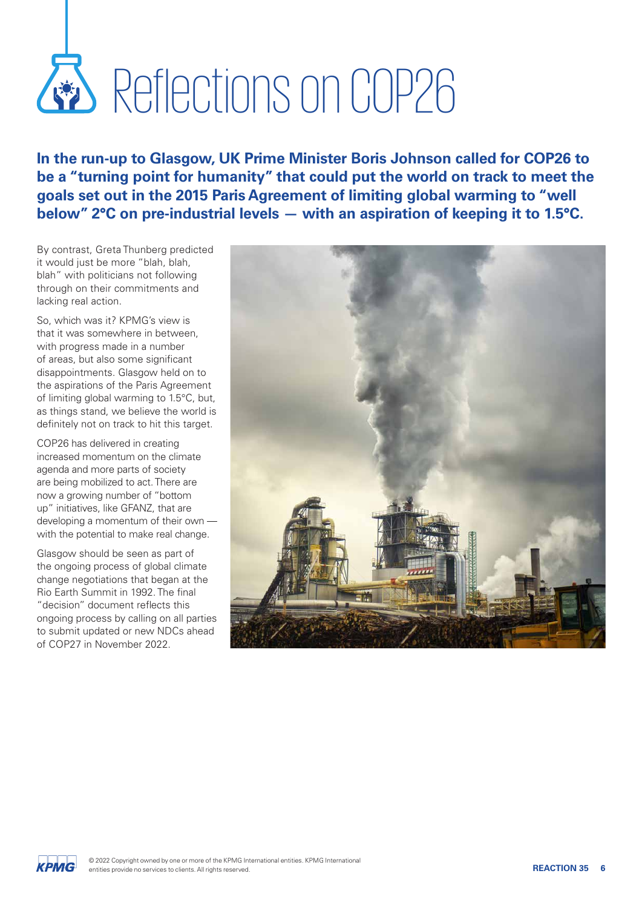# Reflections on COP26

**In the run-up to Glasgow, UK Prime Minister Boris Johnson called for COP26 to be a "turning point for humanity" that could put the world on track to meet the goals set out in the 2015 Paris Agreement of limiting global warming to "well below" 2°C on pre-industrial levels — with an aspiration of keeping it to 1.5°C.**

By contrast, Greta Thunberg predicted it would just be more "blah, blah, blah" with politicians not following through on their commitments and lacking real action.

So, which was it? KPMG's view is that it was somewhere in between, with progress made in a number of areas, but also some significant disappointments. Glasgow held on to the aspirations of the Paris Agreement of limiting global warming to 1.5°C, but, as things stand, we believe the world is definitely not on track to hit this target.

COP26 has delivered in creating increased momentum on the climate agenda and more parts of society are being mobilized to act. There are now a growing number of "bottom up" initiatives, like GFANZ, that are developing a momentum of their own — with the potential to make real change.

Glasgow should be seen as part of the ongoing process of global climate change negotiations that began at the Rio Earth Summit in 1992. The final "decision" document reflects this ongoing process by calling on all parties to submit updated or new NDCs ahead of COP27 in November 2022.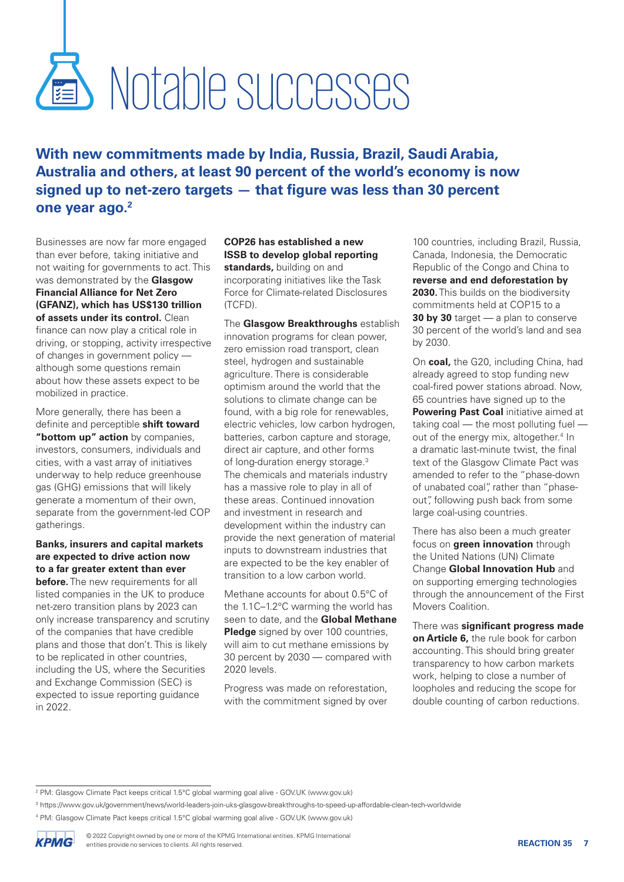# Notable successes

**With new commitments made by India, Russia, Brazil, Saudi Arabia, Australia and others, at least 90 percent of the world's economy is now signed up to net-zero targets — that figure was less than 30 percent one year ago.[2]**

Businesses are now far more engaged than ever before, taking initiative and not waiting for governments to act. This was demonstrated by the **Glasgow Financial Alliance for Net Zero (GFANZ), which has US$130 trillion of assets under its control.** Clean finance can now play a critical role in driving, or stopping, activity irrespective of changes in government policy — although some questions remain about how these assets expect to be mobilized in practice.

More generally, there has been a definite and perceptible **shift toward "bottom up" action** by companies, investors, consumers, individuals and cities, with a vast array of initiatives underway to help reduce greenhouse gas (GHG) emissions that will likely generate a momentum of their own, separate from the government-led COP gatherings.

**Banks, insurers and capital markets are expected to drive action now to a far greater extent than ever before.** The new requirements for all listed companies in the UK to produce net-zero transition plans by 2023 can only increase transparency and scrutiny of the companies that have credible plans and those that don't. This is likely to be replicated in other countries, including the US, where the Securities and Exchange Commission (SEC) is expected to issue reporting guidance in 2022.

**COP26 has established a new ISSB to develop global reporting standards,** building on and incorporating initiatives like the Task Force for Climate-related Disclosures (TCFD).

The **Glasgow Breakthroughs** establish innovation programs for clean power, zero emission road transport, clean steel, hydrogen and sustainable agriculture. There is considerable optimism around the world that the solutions to climate change can be found, with a big role for renewables, electric vehicles, low carbon hydrogen, batteries, carbon capture and storage, direct air capture, and other forms of long-duration energy storage.[3] The chemicals and materials industry has a massive role to play in all of these areas. Continued innovation and investment in research and development within the industry can provide the next generation of material inputs to downstream industries that are expected to be the key enabler of transition to a low carbon world.

Methane accounts for about 0.5°C of the 1.1C–1.2°C warming the world has seen to date, and the **Global Methane Pledge** signed by over 100 countries, will aim to cut methane emissions by 30 percent by 2030 — compared with 2020 levels.

Progress was made on reforestation, with the commitment signed by over 100 countries, including Brazil, Russia, Canada, Indonesia, the Democratic Republic of the Congo and China to **reverse and end deforestation by 2030.** This builds on the biodiversity commitments held at COP15 to a **30 by 30** target — a plan to conserve 30 percent of the world's land and sea by 2030.

On **coal,** the G20, including China, had already agreed to stop funding new coal-fired power stations abroad. Now, 65 countries have signed up to the **Powering Past Coal** initiative aimed at taking coal — the most polluting fuel — out of the energy mix, altogether.[4] In a dramatic last-minute twist, the final text of the Glasgow Climate Pact was amended to refer to the "phase-down of unabated coal", rather than "phase-out", following push back from some large coal-using countries.

There has also been a much greater focus on **green innovation** through the United Nations (UN) Climate Change **Global Innovation Hub** and on supporting emerging technologies through the announcement of the First Movers Coalition.

There was **significant progress made on Article 6,** the rule book for carbon accounting. This should bring greater transparency to how carbon markets work, helping to close a number of loopholes and reducing the scope for double counting of carbon reductions.

---

[2] PM: Glasgow Climate Pact keeps critical 1.5°C global warming goal alive - GOV.UK (www.gov.uk)

[3] https://www.gov.uk/government/news/world-leaders-join-uks-glasgow-breakthroughs-to-speed-up-affordable-clean-tech-worldwide

[4] PM: Glasgow Climate Pact keeps critical 1.5°C global warming goal alive - GOV.UK (www.gov.uk)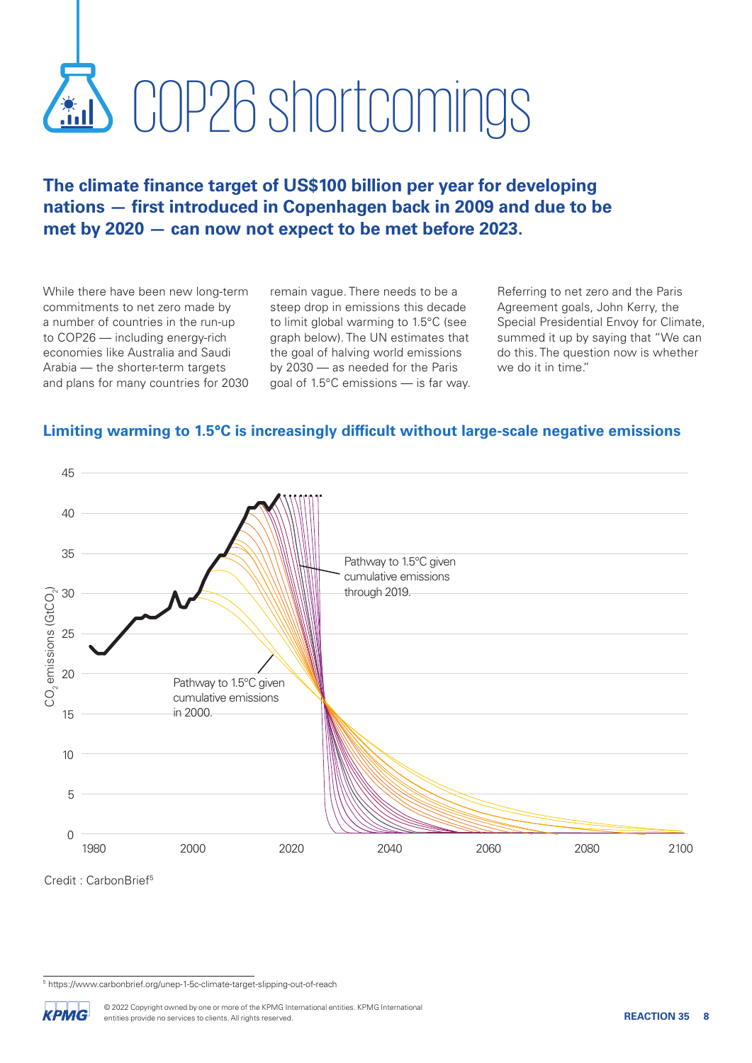# COP26 shortcomings

**The climate finance target of US$100 billion per year for developing nations — first introduced in Copenhagen back in 2009 and due to be met by 2020 — can now not expect to be met before 2023.**

While there have been new long-term commitments to net zero made by a number of countries in the run-up to COP26 — including energy-rich economies like Australia and Saudi Arabia — the shorter-term targets and plans for many countries for 2030 remain vague. There needs to be a steep drop in emissions this decade to limit global warming to 1.5°C (see graph below). The UN estimates that the goal of halving world emissions by 2030 — as needed for the Paris goal of 1.5°C emissions — is far way.

Referring to net zero and the Paris Agreement goals, John Kerry, the Special Presidential Envoy for Climate, summed it up by saying that "We can do this. The question now is whether we do it in time."

## Limiting warming to 1.5°C is increasingly difficult without large-scale negative emissions

Y-axis: $CO_2$ emissions ($GtCO_2$), 0–45. X-axis: 1980–2100.

Pathway to 1.5°C given cumulative emissions through 2019.

Pathway to 1.5°C given cumulative emissions in 2000.

Credit : CarbonBrief[5]

[5] https://www.carbonbrief.org/unep-1-5c-climate-target-slipping-out-of-reach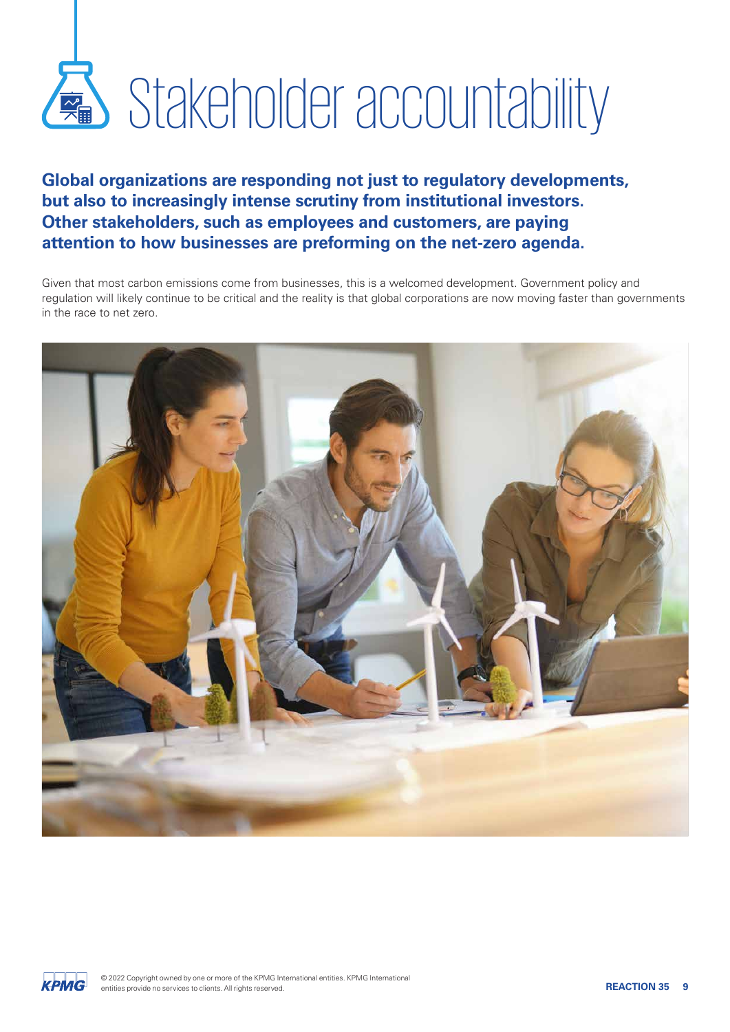# Stakeholder accountability

**Global organizations are responding not just to regulatory developments, but also to increasingly intense scrutiny from institutional investors. Other stakeholders, such as employees and customers, are paying attention to how businesses are preforming on the net-zero agenda.**

Given that most carbon emissions come from businesses, this is a welcomed development. Government policy and regulation will likely continue to be critical and the reality is that global corporations are now moving faster than governments in the race to net zero.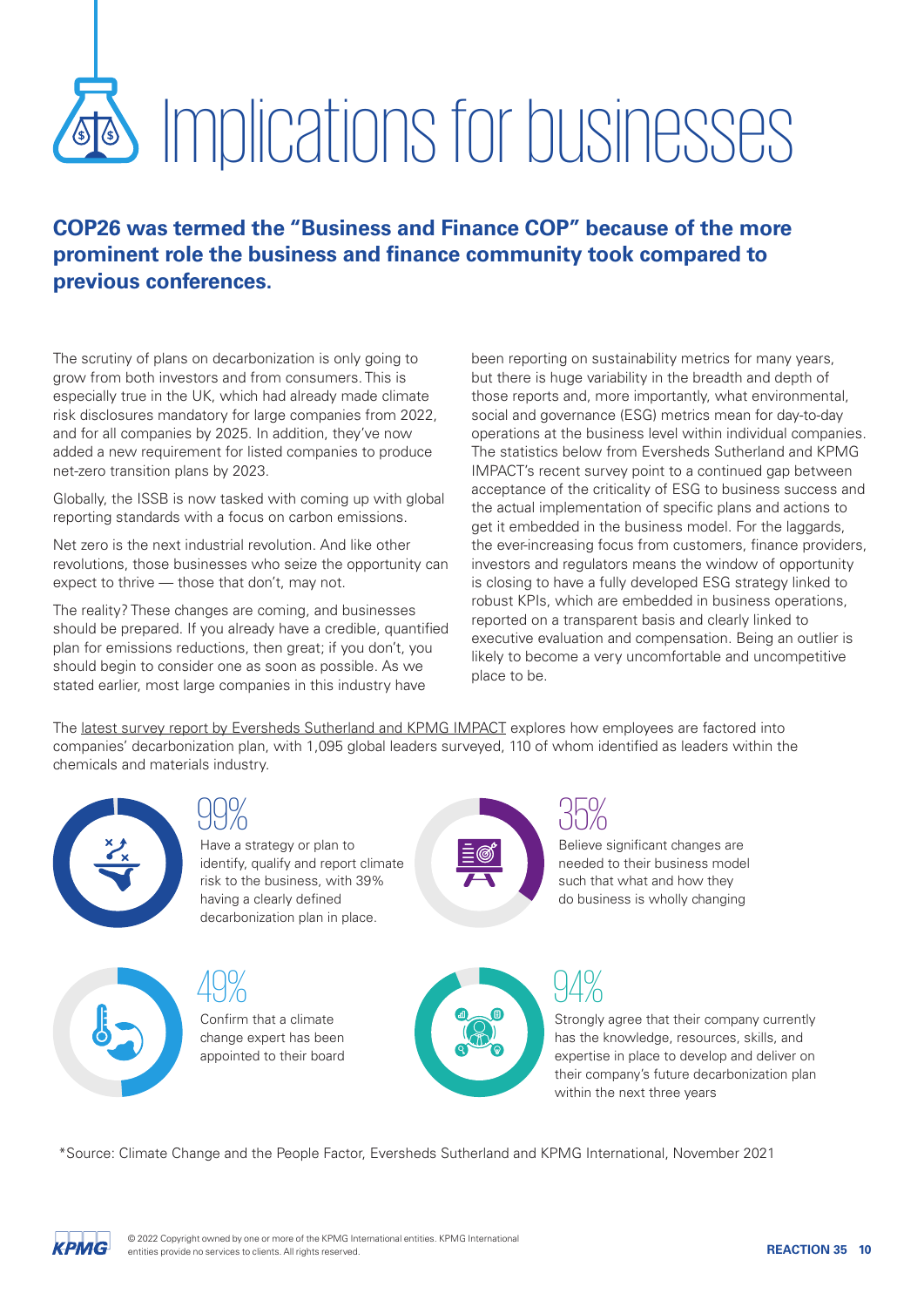# Implications for businesses

**COP26 was termed the "Business and Finance COP" because of the more prominent role the business and finance community took compared to previous conferences.**

The scrutiny of plans on decarbonization is only going to grow from both investors and from consumers. This is especially true in the UK, which had already made climate risk disclosures mandatory for large companies from 2022, and for all companies by 2025. In addition, they've now added a new requirement for listed companies to produce net-zero transition plans by 2023.

Globally, the ISSB is now tasked with coming up with global reporting standards with a focus on carbon emissions.

Net zero is the next industrial revolution. And like other revolutions, those businesses who seize the opportunity can expect to thrive — those that don't, may not.

The reality? These changes are coming, and businesses should be prepared. If you already have a credible, quantified plan for emissions reductions, then great; if you don't, you should begin to consider one as soon as possible. As we stated earlier, most large companies in this industry have been reporting on sustainability metrics for many years, but there is huge variability in the breadth and depth of those reports and, more importantly, what environmental, social and governance (ESG) metrics mean for day-to-day operations at the business level within individual companies. The statistics below from Eversheds Sutherland and KPMG IMPACT's recent survey point to a continued gap between acceptance of the criticality of ESG to business success and the actual implementation of specific plans and actions to get it embedded in the business model. For the laggards, the ever-increasing focus from customers, finance providers, investors and regulators means the window of opportunity is closing to have a fully developed ESG strategy linked to robust KPIs, which are embedded in business operations, reported on a transparent basis and clearly linked to executive evaluation and compensation. Being an outlier is likely to become a very uncomfortable and uncompetitive place to be.

The latest survey report by Eversheds Sutherland and KPMG IMPACT explores how employees are factored into companies' decarbonization plan, with 1,095 global leaders surveyed, 110 of whom identified as leaders within the chemicals and materials industry.

**99%**
Have a strategy or plan to identify, qualify and report climate risk to the business, with 39% having a clearly defined decarbonization plan in place.

**35%**
Believe significant changes are needed to their business model such that what and how they do business is wholly changing

**49%**
Confirm that a climate change expert has been appointed to their board

**94%**
Strongly agree that their company currently has the knowledge, resources, skills, and expertise in place to develop and deliver on their company's future decarbonization plan within the next three years

*Source: Climate Change and the People Factor, Eversheds Sutherland and KPMG International, November 2021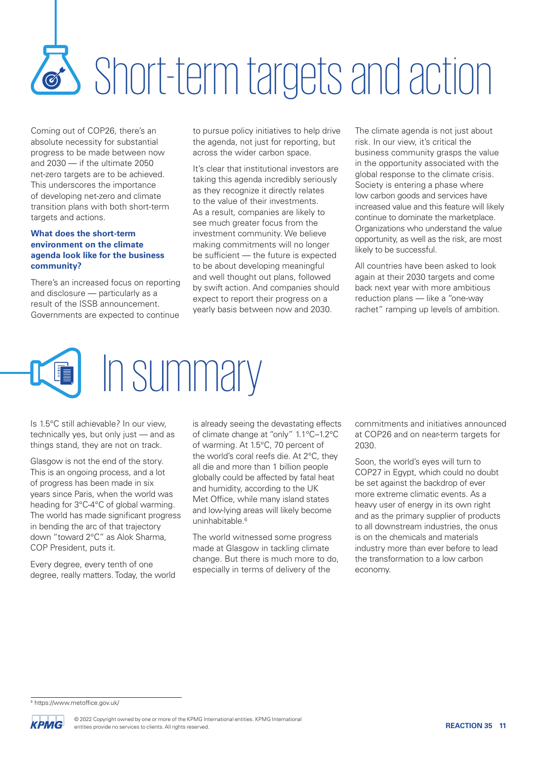# Short-term targets and action

Coming out of COP26, there's an absolute necessity for substantial progress to be made between now and 2030 — if the ultimate 2050 net-zero targets are to be achieved. This underscores the importance of developing net-zero and climate transition plans with both short-term targets and actions.

### What does the short-term environment on the climate agenda look like for the business community?

There's an increased focus on reporting and disclosure — particularly as a result of the ISSB announcement. Governments are expected to continue to pursue policy initiatives to help drive the agenda, not just for reporting, but across the wider carbon space.

It's clear that institutional investors are taking this agenda incredibly seriously as they recognize it directly relates to the value of their investments. As a result, companies are likely to see much greater focus from the investment community. We believe making commitments will no longer be sufficient — the future is expected to be about developing meaningful and well thought out plans, followed by swift action. And companies should expect to report their progress on a yearly basis between now and 2030.

The climate agenda is not just about risk. In our view, it's critical the business community grasps the value in the opportunity associated with the global response to the climate crisis. Society is entering a phase where low carbon goods and services have increased value and this feature will likely continue to dominate the marketplace. Organizations who understand the value opportunity, as well as the risk, are most likely to be successful.

All countries have been asked to look again at their 2030 targets and come back next year with more ambitious reduction plans — like a "one-way rachet" ramping up levels of ambition.

# In summary

Is 1.5°C still achievable? In our view, technically yes, but only just — and as things stand, they are not on track.

Glasgow is not the end of the story. This is an ongoing process, and a lot of progress has been made in six years since Paris, when the world was heading for 3°C-4°C of global warming. The world has made significant progress in bending the arc of that trajectory down "toward 2°C" as Alok Sharma, COP President, puts it.

Every degree, every tenth of one degree, really matters. Today, the world is already seeing the devastating effects of climate change at "only" 1.1°C–1.2°C of warming. At 1.5°C, 70 percent of the world's coral reefs die. At 2°C, they all die and more than 1 billion people globally could be affected by fatal heat and humidity, according to the UK Met Office, while many island states and low-lying areas will likely become uninhabitable.[6]

The world witnessed some progress made at Glasgow in tackling climate change. But there is much more to do, especially in terms of delivery of the commitments and initiatives announced at COP26 and on near-term targets for 2030.

Soon, the world's eyes will turn to COP27 in Egypt, which could no doubt be set against the backdrop of ever more extreme climatic events. As a heavy user of energy in its own right and as the primary supplier of products to all downstream industries, the onus is on the chemicals and materials industry more than ever before to lead the transformation to a low carbon economy.

[6] https://www.metoffice.gov.uk/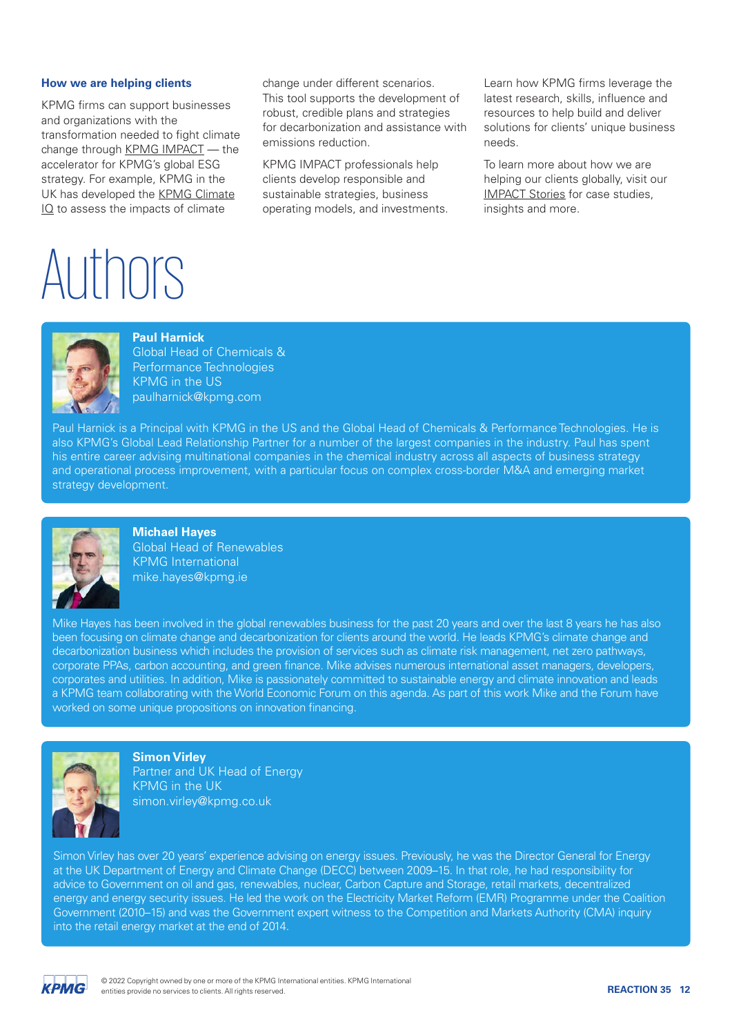### How we are helping clients

KPMG firms can support businesses and organizations with the transformation needed to fight climate change through KPMG IMPACT — the accelerator for KPMG's global ESG strategy. For example, KPMG in the UK has developed the KPMG Climate IQ to assess the impacts of climate change under different scenarios. This tool supports the development of robust, credible plans and strategies for decarbonization and assistance with emissions reduction.

KPMG IMPACT professionals help clients develop responsible and sustainable strategies, business operating models, and investments.

Learn how KPMG firms leverage the latest research, skills, influence and resources to help build and deliver solutions for clients' unique business needs.

To learn more about how we are helping our clients globally, visit our IMPACT Stories for case studies, insights and more.

# Authors

**Paul Harnick**
Global Head of Chemicals & Performance Technologies
KPMG in the US
paulharnick@kpmg.com

Paul Harnick is a Principal with KPMG in the US and the Global Head of Chemicals & Performance Technologies. He is also KPMG's Global Lead Relationship Partner for a number of the largest companies in the industry. Paul has spent his entire career advising multinational companies in the chemical industry across all aspects of business strategy and operational process improvement, with a particular focus on complex cross-border M&A and emerging market strategy development.

**Michael Hayes**
Global Head of Renewables
KPMG International
mike.hayes@kpmg.ie

Mike Hayes has been involved in the global renewables business for the past 20 years and over the last 8 years he has also been focusing on climate change and decarbonization for clients around the world. He leads KPMG's climate change and decarbonization business which includes the provision of services such as climate risk management, net zero pathways, corporate PPAs, carbon accounting, and green finance. Mike advises numerous international asset managers, developers, corporates and utilities. In addition, Mike is passionately committed to sustainable energy and climate innovation and leads a KPMG team collaborating with the World Economic Forum on this agenda. As part of this work Mike and the Forum have worked on some unique propositions on innovation financing.

**Simon Virley**
Partner and UK Head of Energy
KPMG in the UK
simon.virley@kpmg.co.uk

Simon Virley has over 20 years' experience advising on energy issues. Previously, he was the Director General for Energy at the UK Department of Energy and Climate Change (DECC) between 2009–15. In that role, he had responsibility for advice to Government on oil and gas, renewables, nuclear, Carbon Capture and Storage, retail markets, decentralized energy and energy security issues. He led the work on the Electricity Market Reform (EMR) Programme under the Coalition Government (2010–15) and was the Government expert witness to the Competition and Markets Authority (CMA) inquiry into the retail energy market at the end of 2014.

© 2022 Copyright owned by one or more of the KPMG International entities. KPMG International entities provide no services to clients. All rights reserved.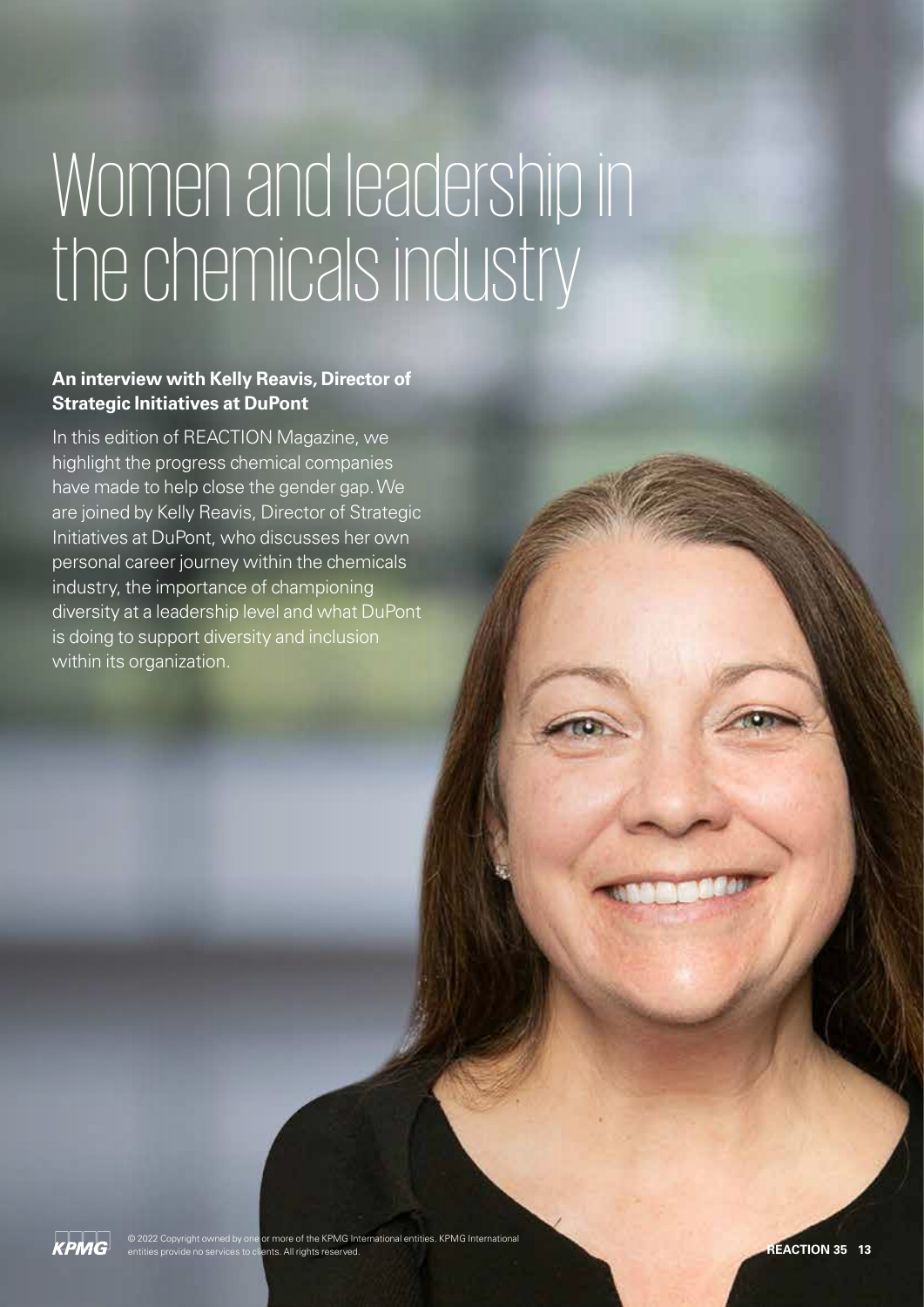# Women and leadership in the chemicals industry

**An interview with Kelly Reavis, Director of Strategic Initiatives at DuPont**

In this edition of REACTION Magazine, we highlight the progress chemical companies have made to help close the gender gap. We are joined by Kelly Reavis, Director of Strategic Initiatives at DuPont, who discusses her own personal career journey within the chemicals industry, the importance of championing diversity at a leadership level and what DuPont is doing to support diversity and inclusion within its organization.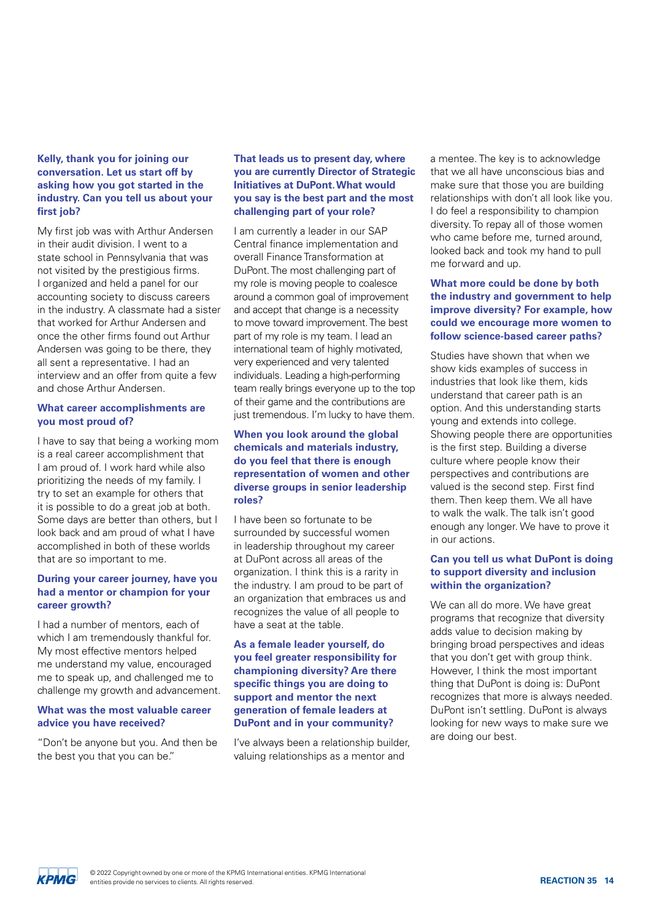**Kelly, thank you for joining our conversation. Let us start off by asking how you got started in the industry. Can you tell us about your first job?**

My first job was with Arthur Andersen in their audit division. I went to a state school in Pennsylvania that was not visited by the prestigious firms. I organized and held a panel for our accounting society to discuss careers in the industry. A classmate had a sister that worked for Arthur Andersen and once the other firms found out Arthur Andersen was going to be there, they all sent a representative. I had an interview and an offer from quite a few and chose Arthur Andersen.

**What career accomplishments are you most proud of?**

I have to say that being a working mom is a real career accomplishment that I am proud of. I work hard while also prioritizing the needs of my family. I try to set an example for others that it is possible to do a great job at both. Some days are better than others, but I look back and am proud of what I have accomplished in both of these worlds that are so important to me.

**During your career journey, have you had a mentor or champion for your career growth?**

I had a number of mentors, each of which I am tremendously thankful for. My most effective mentors helped me understand my value, encouraged me to speak up, and challenged me to challenge my growth and advancement.

**What was the most valuable career advice you have received?**

"Don't be anyone but you. And then be the best you that you can be."

**That leads us to present day, where you are currently Director of Strategic Initiatives at DuPont. What would you say is the best part and the most challenging part of your role?**

I am currently a leader in our SAP Central finance implementation and overall Finance Transformation at DuPont. The most challenging part of my role is moving people to coalesce around a common goal of improvement and accept that change is a necessity to move toward improvement. The best part of my role is my team. I lead an international team of highly motivated, very experienced and very talented individuals. Leading a high-performing team really brings everyone up to the top of their game and the contributions are just tremendous. I'm lucky to have them.

**When you look around the global chemicals and materials industry, do you feel that there is enough representation of women and other diverse groups in senior leadership roles?**

I have been so fortunate to be surrounded by successful women in leadership throughout my career at DuPont across all areas of the organization. I think this is a rarity in the industry. I am proud to be part of an organization that embraces us and recognizes the value of all people to have a seat at the table.

**As a female leader yourself, do you feel greater responsibility for championing diversity? Are there specific things you are doing to support and mentor the next generation of female leaders at DuPont and in your community?**

I've always been a relationship builder, valuing relationships as a mentor and a mentee. The key is to acknowledge that we all have unconscious bias and make sure that those you are building relationships with don't all look like you. I do feel a responsibility to champion diversity. To repay all of those women who came before me, turned around, looked back and took my hand to pull me forward and up.

**What more could be done by both the industry and government to help improve diversity? For example, how could we encourage more women to follow science-based career paths?**

Studies have shown that when we show kids examples of success in industries that look like them, kids understand that career path is an option. And this understanding starts young and extends into college. Showing people there are opportunities is the first step. Building a diverse culture where people know their perspectives and contributions are valued is the second step. First find them. Then keep them. We all have to walk the walk. The talk isn't good enough any longer. We have to prove it in our actions.

**Can you tell us what DuPont is doing to support diversity and inclusion within the organization?**

We can all do more. We have great programs that recognize that diversity adds value to decision making by bringing broad perspectives and ideas that you don't get with group think. However, I think the most important thing that DuPont is doing is: DuPont recognizes that more is always needed. DuPont isn't settling. DuPont is always looking for new ways to make sure we are doing our best.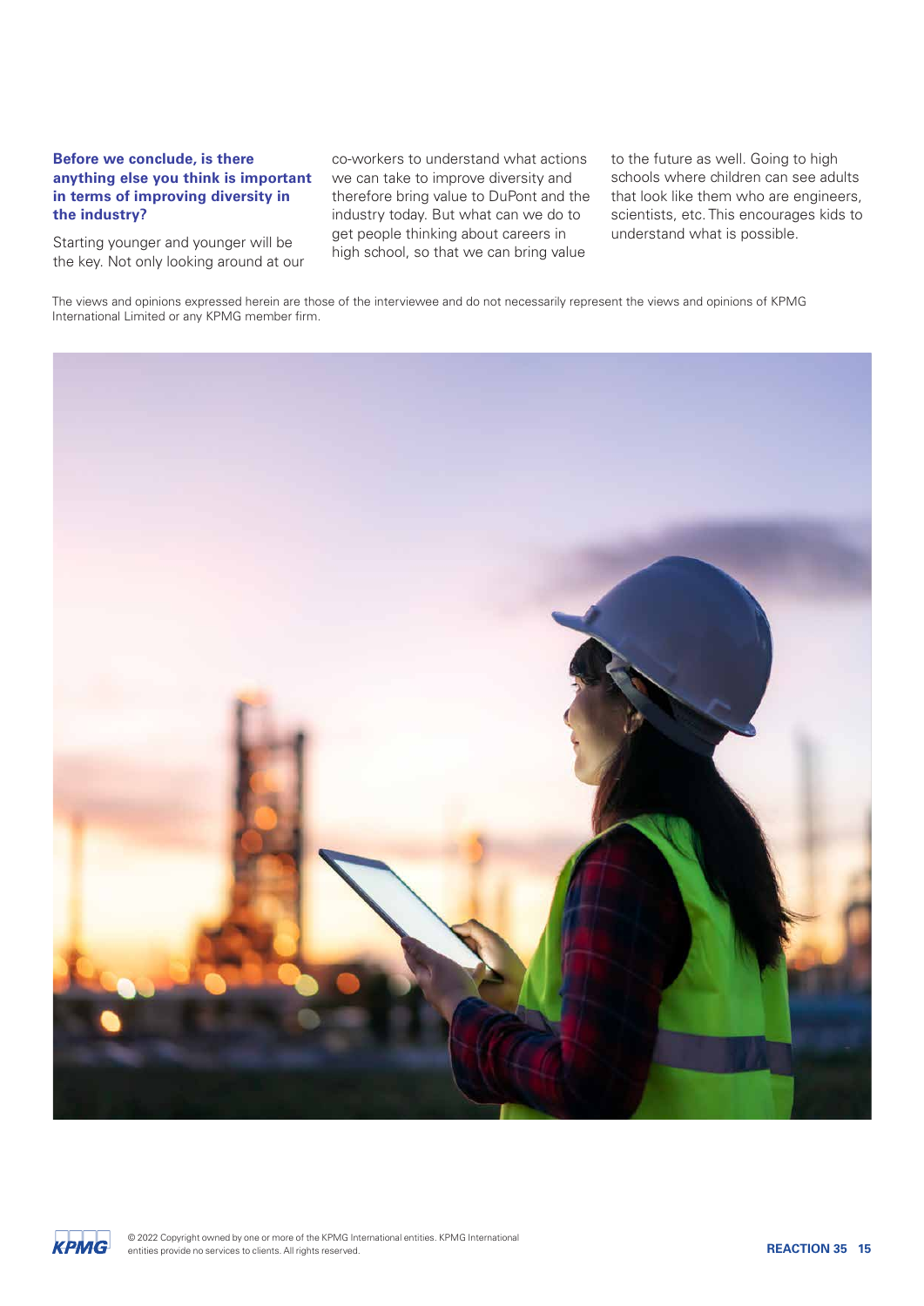**Before we conclude, is there anything else you think is important in terms of improving diversity in the industry?**

Starting younger and younger will be the key. Not only looking around at our co-workers to understand what actions we can take to improve diversity and therefore bring value to DuPont and the industry today. But what can we do to get people thinking about careers in high school, so that we can bring value to the future as well. Going to high schools where children can see adults that look like them who are engineers, scientists, etc. This encourages kids to understand what is possible.

The views and opinions expressed herein are those of the interviewee and do not necessarily represent the views and opinions of KPMG International Limited or any KPMG member firm.

© 2022 Copyright owned by one or more of the KPMG International entities. KPMG International entities provide no services to clients. All rights reserved.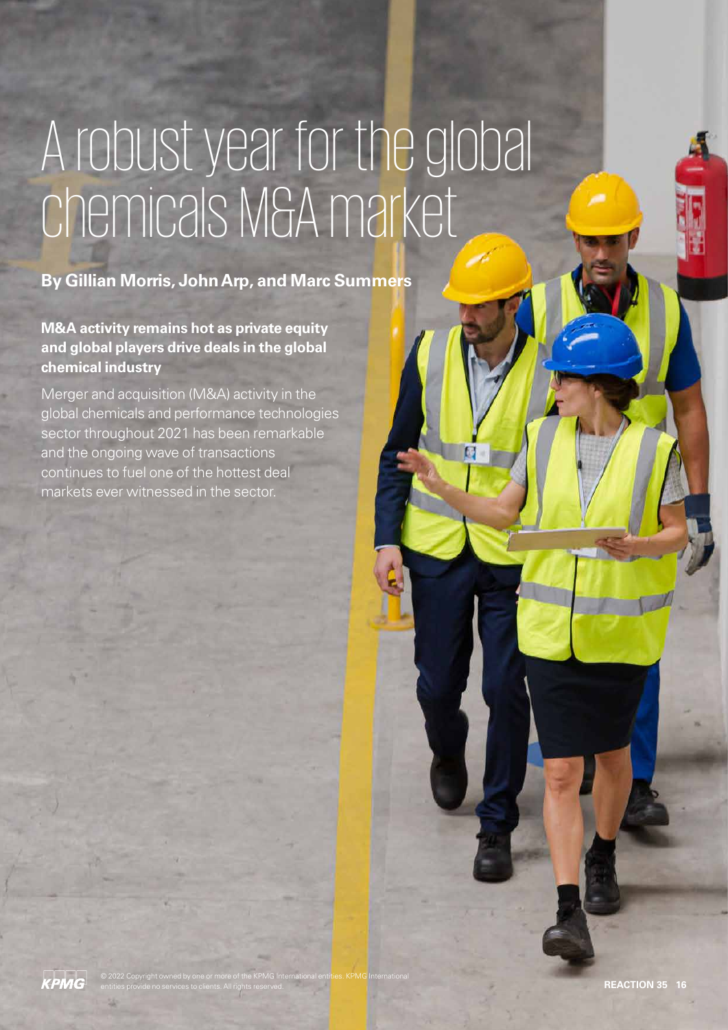# A robust year for the global chemicals M&A market

**By Gillian Morris, John Arp, and Marc Summers**

**M&A activity remains hot as private equity and global players drive deals in the global chemical industry**

Merger and acquisition (M&A) activity in the global chemicals and performance technologies sector throughout 2021 has been remarkable and the ongoing wave of transactions continues to fuel one of the hottest deal markets ever witnessed in the sector.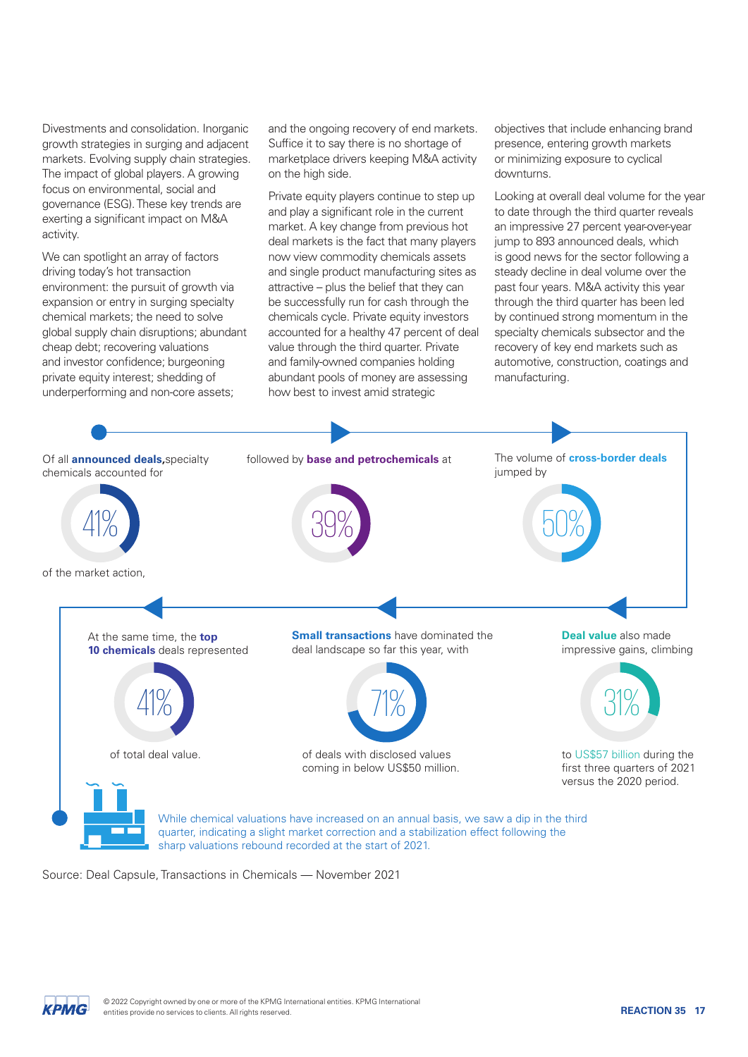Divestments and consolidation. Inorganic growth strategies in surging and adjacent markets. Evolving supply chain strategies. The impact of global players. A growing focus on environmental, social and governance (ESG). These key trends are exerting a significant impact on M&A activity.

We can spotlight an array of factors driving today's hot transaction environment: the pursuit of growth via expansion or entry in surging specialty chemical markets; the need to solve global supply chain disruptions; abundant cheap debt; recovering valuations and investor confidence; burgeoning private equity interest; shedding of underperforming and non-core assets; and the ongoing recovery of end markets. Suffice it to say there is no shortage of marketplace drivers keeping M&A activity on the high side.

Private equity players continue to step up and play a significant role in the current market. A key change from previous hot deal markets is the fact that many players now view commodity chemicals assets and single product manufacturing sites as attractive – plus the belief that they can be successfully run for cash through the chemicals cycle. Private equity investors accounted for a healthy 47 percent of deal value through the third quarter. Private and family-owned companies holding abundant pools of money are assessing how best to invest amid strategic objectives that include enhancing brand presence, entering growth markets or minimizing exposure to cyclical downturns.

Looking at overall deal volume for the year to date through the third quarter reveals an impressive 27 percent year-over-year jump to 893 announced deals, which is good news for the sector following a steady decline in deal volume over the past four years. M&A activity this year through the third quarter has been led by continued strong momentum in the specialty chemicals subsector and the recovery of key end markets such as automotive, construction, coatings and manufacturing.

Of all **announced deals,** specialty chemicals accounted for

41%

of the market action,

followed by **base and petrochemicals** at

39%

The volume of **cross-border deals** jumped by

50%

**Deal value** also made impressive gains, climbing

31%

to US$57 billion during the first three quarters of 2021 versus the 2020 period.

**Small transactions** have dominated the deal landscape so far this year, with

71%

of deals with disclosed values coming in below US$50 million.

At the same time, the **top 10 chemicals** deals represented

41%

of total deal value.

While chemical valuations have increased on an annual basis, we saw a dip in the third quarter, indicating a slight market correction and a stabilization effect following the sharp valuations rebound recorded at the start of 2021.

Source: Deal Capsule, Transactions in Chemicals — November 2021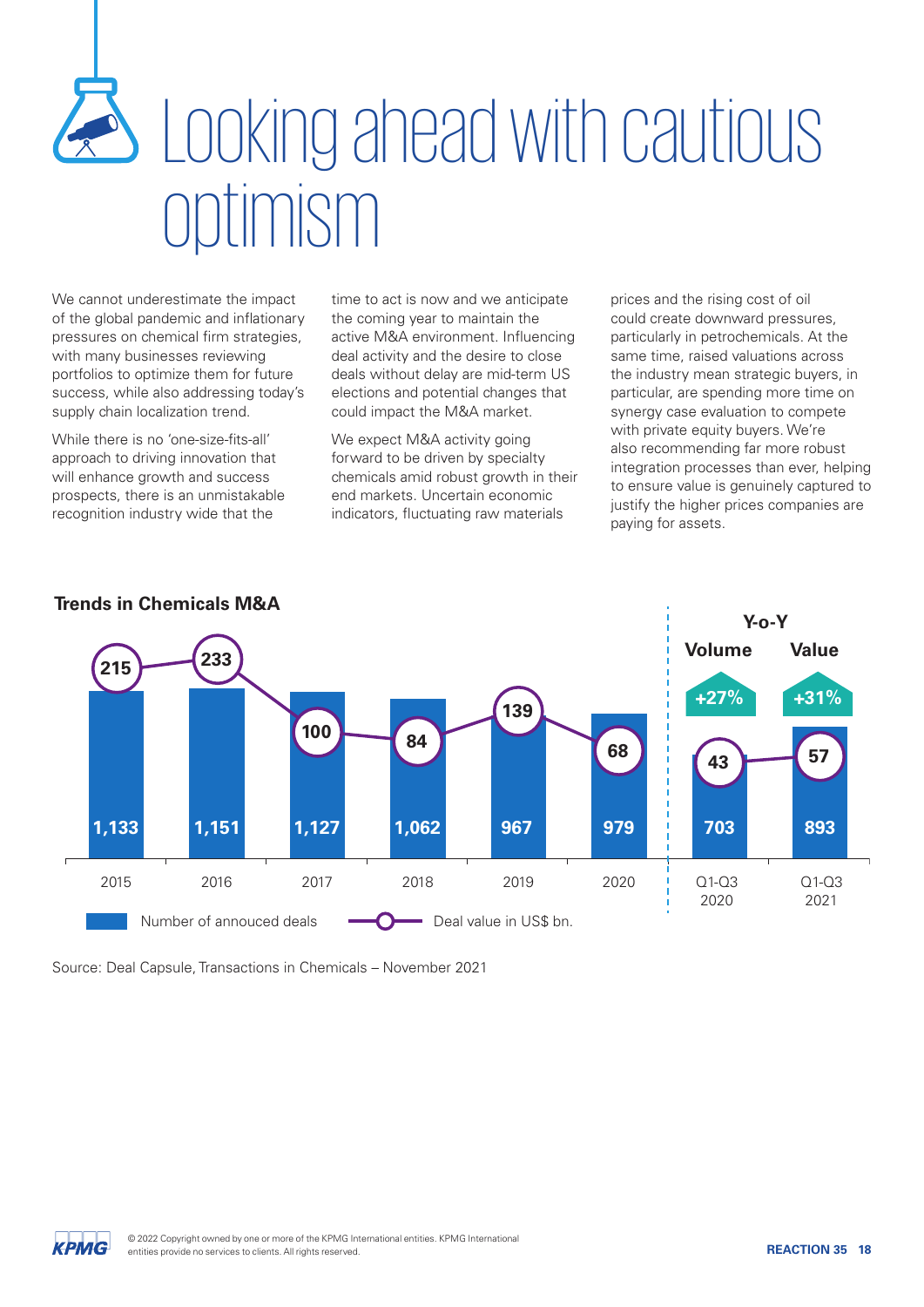# Looking ahead with cautious optimism

We cannot underestimate the impact of the global pandemic and inflationary pressures on chemical firm strategies, with many businesses reviewing portfolios to optimize them for future success, while also addressing today's supply chain localization trend.

While there is no 'one-size-fits-all' approach to driving innovation that will enhance growth and success prospects, there is an unmistakable recognition industry wide that the time to act is now and we anticipate the coming year to maintain the active M&A environment. Influencing deal activity and the desire to close deals without delay are mid-term US elections and potential changes that could impact the M&A market.

We expect M&A activity going forward to be driven by specialty chemicals amid robust growth in their end markets. Uncertain economic indicators, fluctuating raw materials prices and the rising cost of oil could create downward pressures, particularly in petrochemicals. At the same time, raised valuations across the industry mean strategic buyers, in particular, are spending more time on synergy case evaluation to compete with private equity buyers. We're also recommending far more robust integration processes than ever, helping to ensure value is genuinely captured to justify the higher prices companies are paying for assets.

**Trends in Chemicals M&A**

| Period | Number of annouced deals | Deal value in US$ bn. |
|---|---|---|
| 2015 | 1,133 | 215 |
| 2016 | 1,151 | 233 |
| 2017 | 1,127 | 100 |
| 2018 | 1,062 | 84 |
| 2019 | 967 | 139 |
| 2020 | 979 | 68 |
| Q1-Q3 2020 | 703 | 43 |
| Q1-Q3 2021 | 893 | 57 |

**Y-o-Y**

| Volume | Value |
|---|---|
| +27% | +31% |

Source: Deal Capsule, Transactions in Chemicals – November 2021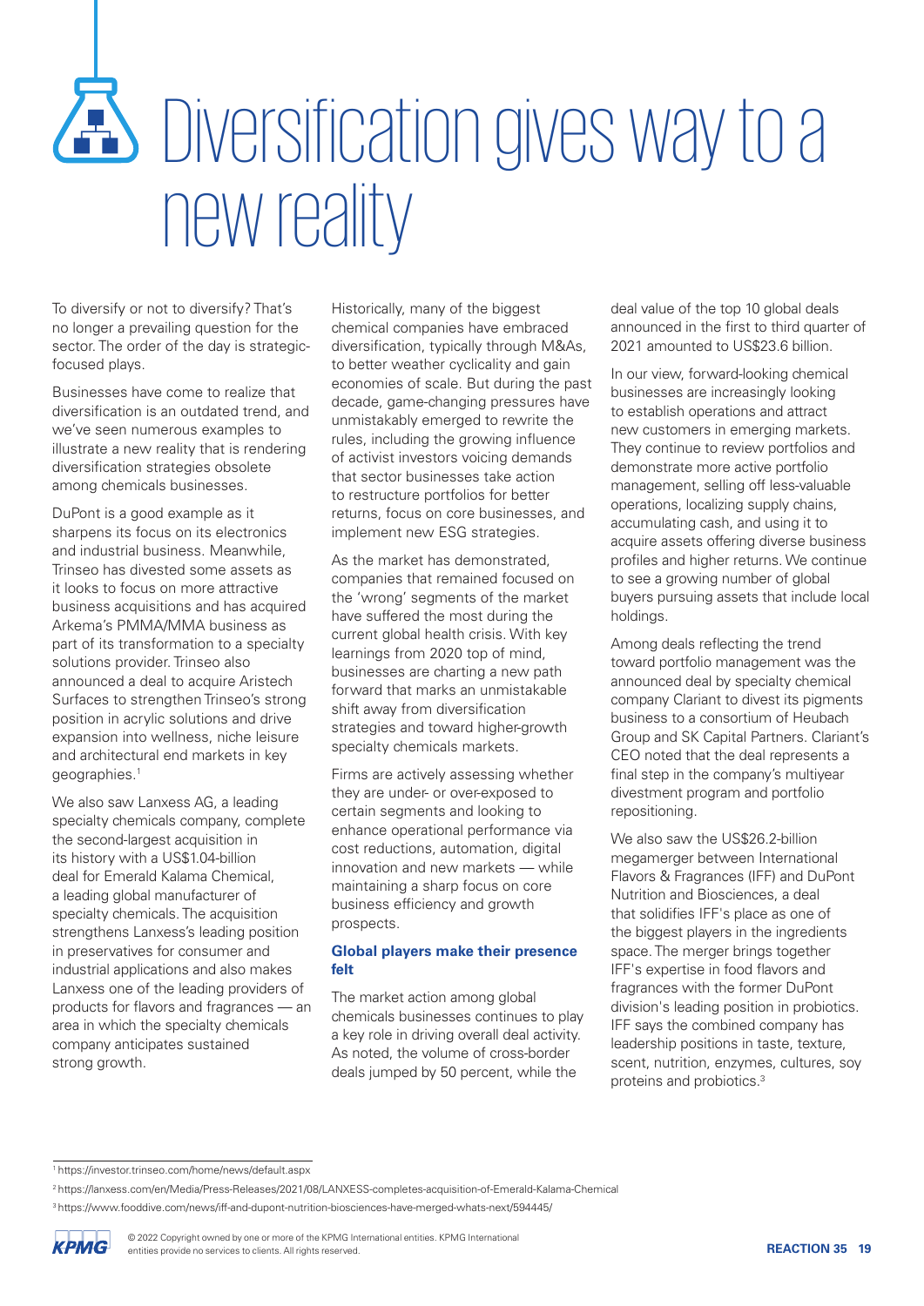# Diversification gives way to a new reality

To diversify or not to diversify? That's no longer a prevailing question for the sector. The order of the day is strategic-focused plays.

Businesses have come to realize that diversification is an outdated trend, and we've seen numerous examples to illustrate a new reality that is rendering diversification strategies obsolete among chemicals businesses.

DuPont is a good example as it sharpens its focus on its electronics and industrial business. Meanwhile, Trinseo has divested some assets as it looks to focus on more attractive business acquisitions and has acquired Arkema's PMMA/MMA business as part of its transformation to a specialty solutions provider. Trinseo also announced a deal to acquire Aristech Surfaces to strengthen Trinseo's strong position in acrylic solutions and drive expansion into wellness, niche leisure and architectural end markets in key geographies.[1]

We also saw Lanxess AG, a leading specialty chemicals company, complete the second-largest acquisition in its history with a US$1.04-billion deal for Emerald Kalama Chemical, a leading global manufacturer of specialty chemicals. The acquisition strengthens Lanxess's leading position in preservatives for consumer and industrial applications and also makes Lanxess one of the leading providers of products for flavors and fragrances — an area in which the specialty chemicals company anticipates sustained strong growth.

Historically, many of the biggest chemical companies have embraced diversification, typically through M&As, to better weather cyclicality and gain economies of scale. But during the past decade, game-changing pressures have unmistakably emerged to rewrite the rules, including the growing influence of activist investors voicing demands that sector businesses take action to restructure portfolios for better returns, focus on core businesses, and implement new ESG strategies.

As the market has demonstrated, companies that remained focused on the 'wrong' segments of the market have suffered the most during the current global health crisis. With key learnings from 2020 top of mind, businesses are charting a new path forward that marks an unmistakable shift away from diversification strategies and toward higher-growth specialty chemicals markets.

Firms are actively assessing whether they are under- or over-exposed to certain segments and looking to enhance operational performance via cost reductions, automation, digital innovation and new markets — while maintaining a sharp focus on core business efficiency and growth prospects.

### Global players make their presence felt

The market action among global chemicals businesses continues to play a key role in driving overall deal activity. As noted, the volume of cross-border deals jumped by 50 percent, while the deal value of the top 10 global deals announced in the first to third quarter of 2021 amounted to US$23.6 billion.

In our view, forward-looking chemical businesses are increasingly looking to establish operations and attract new customers in emerging markets. They continue to review portfolios and demonstrate more active portfolio management, selling off less-valuable operations, localizing supply chains, accumulating cash, and using it to acquire assets offering diverse business profiles and higher returns. We continue to see a growing number of global buyers pursuing assets that include local holdings.

Among deals reflecting the trend toward portfolio management was the announced deal by specialty chemical company Clariant to divest its pigments business to a consortium of Heubach Group and SK Capital Partners. Clariant's CEO noted that the deal represents a final step in the company's multiyear divestment program and portfolio repositioning.

We also saw the US$26.2-billion megamerger between International Flavors & Fragrances (IFF) and DuPont Nutrition and Biosciences, a deal that solidifies IFF's place as one of the biggest players in the ingredients space. The merger brings together IFF's expertise in food flavors and fragrances with the former DuPont division's leading position in probiotics. IFF says the combined company has leadership positions in taste, texture, scent, nutrition, enzymes, cultures, soy proteins and probiotics.[3]

---

[1] https://investor.trinseo.com/home/news/default.aspx

[2] https://lanxess.com/en/Media/Press-Releases/2021/08/LANXESS-completes-acquisition-of-Emerald-Kalama-Chemical

[3] https://www.fooddive.com/news/iff-and-dupont-nutrition-biosciences-have-merged-whats-next/594445/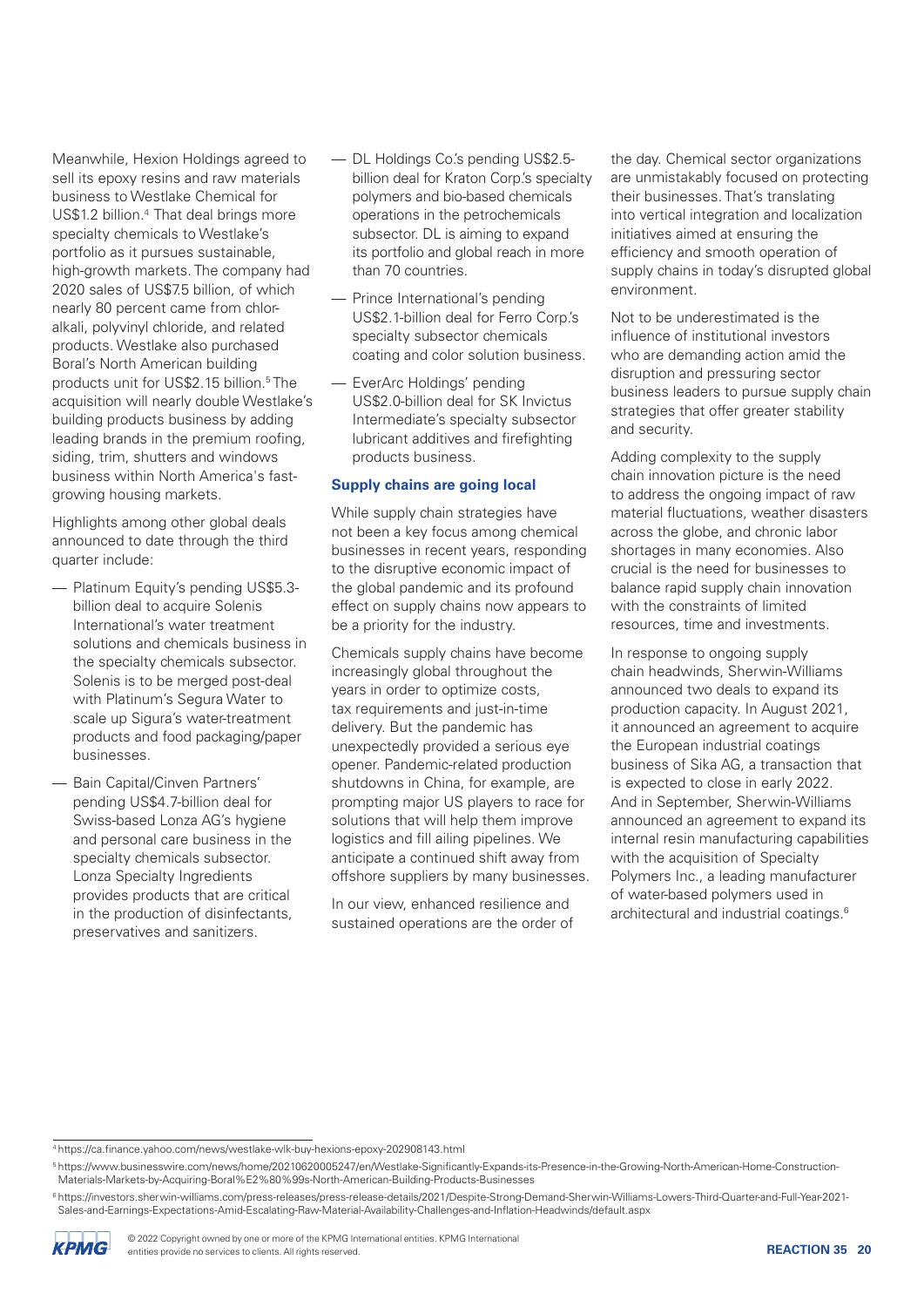Meanwhile, Hexion Holdings agreed to sell its epoxy resins and raw materials business to Westlake Chemical for US$1.2 billion.[4] That deal brings more specialty chemicals to Westlake's portfolio as it pursues sustainable, high-growth markets. The company had 2020 sales of US$7.5 billion, of which nearly 80 percent came from chlor-alkali, polyvinyl chloride, and related products. Westlake also purchased Boral's North American building products unit for US$2.15 billion.[5] The acquisition will nearly double Westlake's building products business by adding leading brands in the premium roofing, siding, trim, shutters and windows business within North America's fast-growing housing markets.

Highlights among other global deals announced to date through the third quarter include:

- Platinum Equity's pending US$5.3-billion deal to acquire Solenis International's water treatment solutions and chemicals business in the specialty chemicals subsector. Solenis is to be merged post-deal with Platinum's Segura Water to scale up Sigura's water-treatment products and food packaging/paper businesses.
- Bain Capital/Cinven Partners' pending US$4.7-billion deal for Swiss-based Lonza AG's hygiene and personal care business in the specialty chemicals subsector. Lonza Specialty Ingredients provides products that are critical in the production of disinfectants, preservatives and sanitizers.
- DL Holdings Co.'s pending US$2.5-billion deal for Kraton Corp.'s specialty polymers and bio-based chemicals operations in the petrochemicals subsector. DL is aiming to expand its portfolio and global reach in more than 70 countries.
- Prince International's pending US$2.1-billion deal for Ferro Corp.'s specialty subsector chemicals coating and color solution business.
- EverArc Holdings' pending US$2.0-billion deal for SK Invictus Intermediate's specialty subsector lubricant additives and firefighting products business.

### Supply chains are going local

While supply chain strategies have not been a key focus among chemical businesses in recent years, responding to the disruptive economic impact of the global pandemic and its profound effect on supply chains now appears to be a priority for the industry.

Chemicals supply chains have become increasingly global throughout the years in order to optimize costs, tax requirements and just-in-time delivery. But the pandemic has unexpectedly provided a serious eye opener. Pandemic-related production shutdowns in China, for example, are prompting major US players to race for solutions that will help them improve logistics and fill ailing pipelines. We anticipate a continued shift away from offshore suppliers by many businesses.

In our view, enhanced resilience and sustained operations are the order of the day. Chemical sector organizations are unmistakably focused on protecting their businesses. That's translating into vertical integration and localization initiatives aimed at ensuring the efficiency and smooth operation of supply chains in today's disrupted global environment.

Not to be underestimated is the influence of institutional investors who are demanding action amid the disruption and pressuring sector business leaders to pursue supply chain strategies that offer greater stability and security.

Adding complexity to the supply chain innovation picture is the need to address the ongoing impact of raw material fluctuations, weather disasters across the globe, and chronic labor shortages in many economies. Also crucial is the need for businesses to balance rapid supply chain innovation with the constraints of limited resources, time and investments.

In response to ongoing supply chain headwinds, Sherwin-Williams announced two deals to expand its production capacity. In August 2021, it announced an agreement to acquire the European industrial coatings business of Sika AG, a transaction that is expected to close in early 2022. And in September, Sherwin-Williams announced an agreement to expand its internal resin manufacturing capabilities with the acquisition of Specialty Polymers Inc., a leading manufacturer of water-based polymers used in architectural and industrial coatings.[6]

---

[4] https://ca.finance.yahoo.com/news/westlake-wlk-buy-hexions-epoxy-202908143.html

[5] https://www.businesswire.com/news/home/20210620005247/en/Westlake-Significantly-Expands-its-Presence-in-the-Growing-North-American-Home-Construction-Materials-Markets-by-Acquiring-Boral%E2%80%99s-North-American-Building-Products-Businesses

[6] https://investors.sherwin-williams.com/press-releases/press-release-details/2021/Despite-Strong-Demand-Sherwin-Williams-Lowers-Third-Quarter-and-Full-Year-2021-Sales-and-Earnings-Expectations-Amid-Escalating-Raw-Material-Availability-Challenges-and-Inflation-Headwinds/default.aspx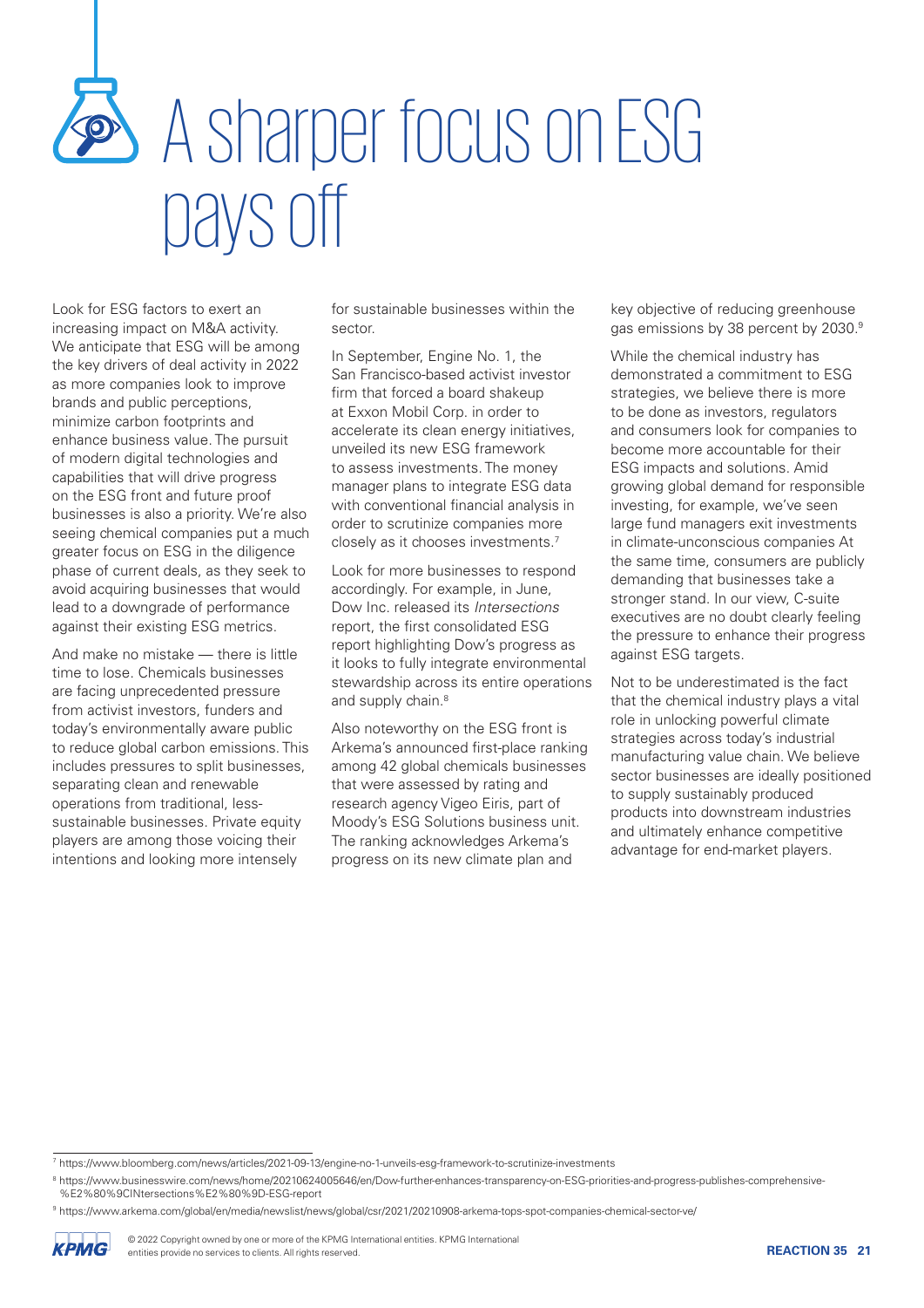# A sharper focus on ESG pays off

Look for ESG factors to exert an increasing impact on M&A activity. We anticipate that ESG will be among the key drivers of deal activity in 2022 as more companies look to improve brands and public perceptions, minimize carbon footprints and enhance business value. The pursuit of modern digital technologies and capabilities that will drive progress on the ESG front and future proof businesses is also a priority. We're also seeing chemical companies put a much greater focus on ESG in the diligence phase of current deals, as they seek to avoid acquiring businesses that would lead to a downgrade of performance against their existing ESG metrics.

And make no mistake — there is little time to lose. Chemicals businesses are facing unprecedented pressure from activist investors, funders and today's environmentally aware public to reduce global carbon emissions. This includes pressures to split businesses, separating clean and renewable operations from traditional, less-sustainable businesses. Private equity players are among those voicing their intentions and looking more intensely for sustainable businesses within the sector.

In September, Engine No. 1, the San Francisco-based activist investor firm that forced a board shakeup at Exxon Mobil Corp. in order to accelerate its clean energy initiatives, unveiled its new ESG framework to assess investments. The money manager plans to integrate ESG data with conventional financial analysis in order to scrutinize companies more closely as it chooses investments.[7]

Look for more businesses to respond accordingly. For example, in June, Dow Inc. released its *Intersections* report, the first consolidated ESG report highlighting Dow's progress as it looks to fully integrate environmental stewardship across its entire operations and supply chain.[8]

Also noteworthy on the ESG front is Arkema's announced first-place ranking among 42 global chemicals businesses that were assessed by rating and research agency Vigeo Eiris, part of Moody's ESG Solutions business unit. The ranking acknowledges Arkema's progress on its new climate plan and key objective of reducing greenhouse gas emissions by 38 percent by 2030.[9]

While the chemical industry has demonstrated a commitment to ESG strategies, we believe there is more to be done as investors, regulators and consumers look for companies to become more accountable for their ESG impacts and solutions. Amid growing global demand for responsible investing, for example, we've seen large fund managers exit investments in climate-unconscious companies At the same time, consumers are publicly demanding that businesses take a stronger stand. In our view, C-suite executives are no doubt clearly feeling the pressure to enhance their progress against ESG targets.

Not to be underestimated is the fact that the chemical industry plays a vital role in unlocking powerful climate strategies across today's industrial manufacturing value chain. We believe sector businesses are ideally positioned to supply sustainably produced products into downstream industries and ultimately enhance competitive advantage for end-market players.

---

[7] https://www.bloomberg.com/news/articles/2021-09-13/engine-no-1-unveils-esg-framework-to-scrutinize-investments

[8] https://www.businesswire.com/news/home/20210624005646/en/Dow-further-enhances-transparency-on-ESG-priorities-and-progress-publishes-comprehensive-%E2%80%9CINtersections%E2%80%9D-ESG-report

[9] https://www.arkema.com/global/en/media/newslist/news/global/csr/2021/20210908-arkema-tops-spot-companies-chemical-sector-ve/

© 2022 Copyright owned by one or more of the KPMG International entities. KPMG International entities provide no services to clients. All rights reserved.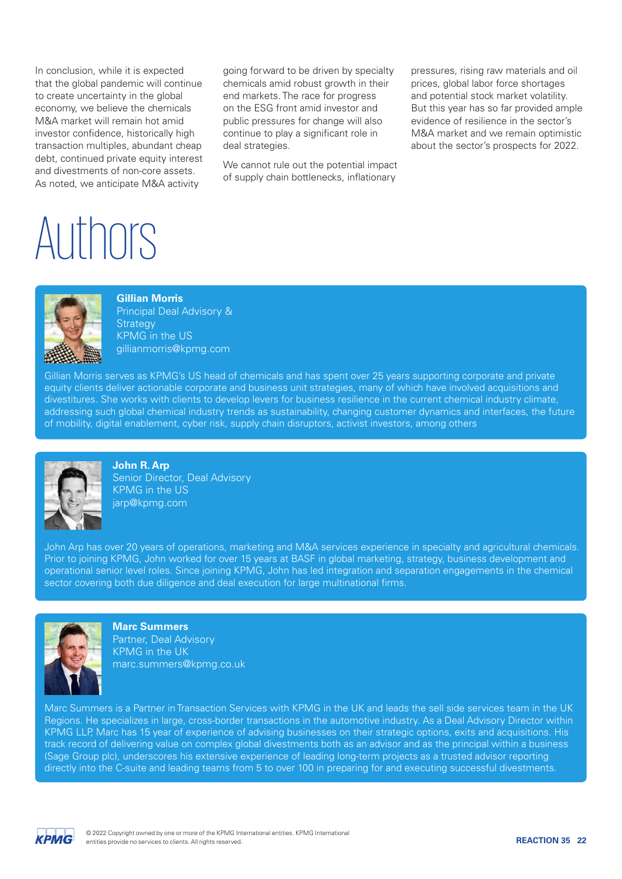In conclusion, while it is expected that the global pandemic will continue to create uncertainty in the global economy, we believe the chemicals M&A market will remain hot amid investor confidence, historically high transaction multiples, abundant cheap debt, continued private equity interest and divestments of non-core assets. As noted, we anticipate M&A activity going forward to be driven by specialty chemicals amid robust growth in their end markets. The race for progress on the ESG front amid investor and public pressures for change will also continue to play a significant role in deal strategies.

We cannot rule out the potential impact of supply chain bottlenecks, inflationary pressures, rising raw materials and oil prices, global labor force shortages and potential stock market volatility. But this year has so far provided ample evidence of resilience in the sector's M&A market and we remain optimistic about the sector's prospects for 2022.

# Authors

**Gillian Morris**
Principal Deal Advisory & Strategy
KPMG in the US
gillianmorris@kpmg.com

Gillian Morris serves as KPMG's US head of chemicals and has spent over 25 years supporting corporate and private equity clients deliver actionable corporate and business unit strategies, many of which have involved acquisitions and divestitures. She works with clients to develop levers for business resilience in the current chemical industry climate, addressing such global chemical industry trends as sustainability, changing customer dynamics and interfaces, the future of mobility, digital enablement, cyber risk, supply chain disruptors, activist investors, among others

**John R. Arp**
Senior Director, Deal Advisory
KPMG in the US
jarp@kpmg.com

John Arp has over 20 years of operations, marketing and M&A services experience in specialty and agricultural chemicals. Prior to joining KPMG, John worked for over 15 years at BASF in global marketing, strategy, business development and operational senior level roles. Since joining KPMG, John has led integration and separation engagements in the chemical sector covering both due diligence and deal execution for large multinational firms.

**Marc Summers**
Partner, Deal Advisory
KPMG in the UK
marc.summers@kpmg.co.uk

Marc Summers is a Partner in Transaction Services with KPMG in the UK and leads the sell side services team in the UK Regions. He specializes in large, cross-border transactions in the automotive industry. As a Deal Advisory Director within KPMG LLP, Marc has 15 year of experience of advising businesses on their strategic options, exits and acquisitions. His track record of delivering value on complex global divestments both as an advisor and as the principal within a business (Sage Group plc), underscores his extensive experience of leading long-term projects as a trusted advisor reporting directly into the C-suite and leading teams from 5 to over 100 in preparing for and executing successful divestments.

© 2022 Copyright owned by one or more of the KPMG International entities. KPMG International entities provide no services to clients. All rights reserved.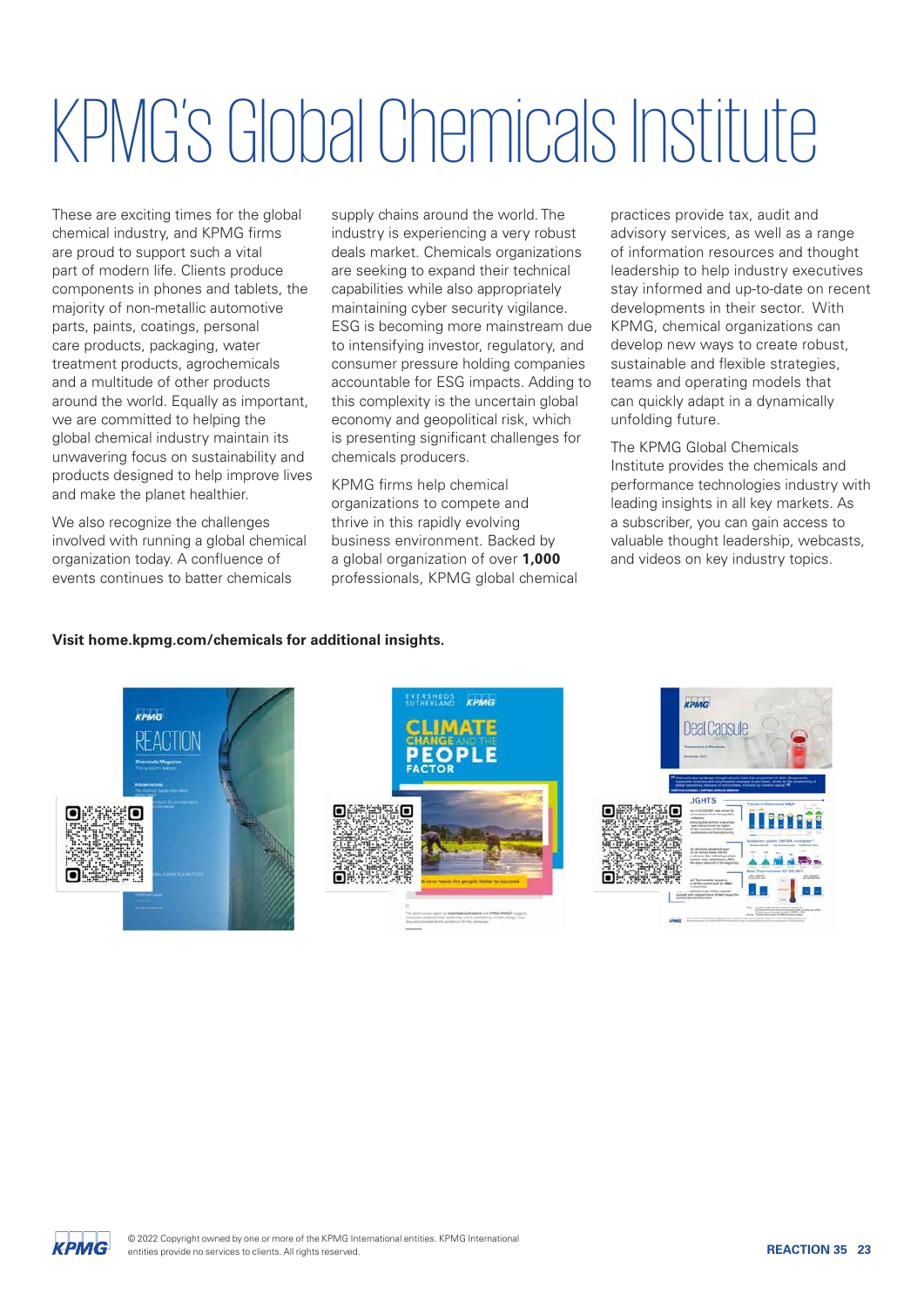# KPMG's Global Chemicals Institute

These are exciting times for the global chemical industry, and KPMG firms are proud to support such a vital part of modern life. Clients produce components in phones and tablets, the majority of non-metallic automotive parts, paints, coatings, personal care products, packaging, water treatment products, agrochemicals and a multitude of other products around the world. Equally as important, we are committed to helping the global chemical industry maintain its unwavering focus on sustainability and products designed to help improve lives and make the planet healthier.

We also recognize the challenges involved with running a global chemical organization today. A confluence of events continues to batter chemicals supply chains around the world. The industry is experiencing a very robust deals market. Chemicals organizations are seeking to expand their technical capabilities while also appropriately maintaining cyber security vigilance. ESG is becoming more mainstream due to intensifying investor, regulatory, and consumer pressure holding companies accountable for ESG impacts. Adding to this complexity is the uncertain global economy and geopolitical risk, which is presenting significant challenges for chemicals producers.

KPMG firms help chemical organizations to compete and thrive in this rapidly evolving business environment. Backed by a global organization of over **1,000** professionals, KPMG global chemical practices provide tax, audit and advisory services, as well as a range of information resources and thought leadership to help industry executives stay informed and up-to-date on recent developments in their sector. With KPMG, chemical organizations can develop new ways to create robust, sustainable and flexible strategies, teams and operating models that can quickly adapt in a dynamically unfolding future.

The KPMG Global Chemicals Institute provides the chemicals and performance technologies industry with leading insights in all key markets. As a subscriber, you can gain access to valuable thought leadership, webcasts, and videos on key industry topics.

**Visit home.kpmg.com/chemicals for additional insights.**

© 2022 Copyright owned by one or more of the KPMG International entities. KPMG International entities provide no services to clients. All rights reserved.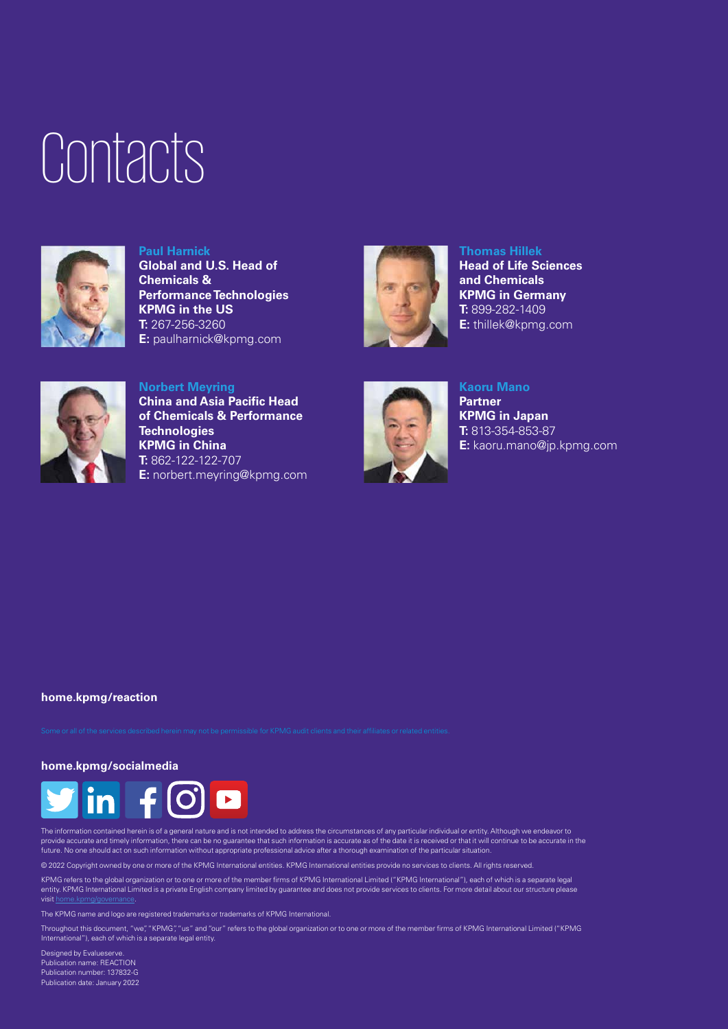# Contacts

**Paul Harnick**
**Global and U.S. Head of Chemicals & Performance Technologies**
**KPMG in the US**
**T:** 267-256-3260
**E:** paulharnick@kpmg.com

**Thomas Hillek**
**Head of Life Sciences and Chemicals**
**KPMG in Germany**
**T:** 899-282-1409
**E:** thillek@kpmg.com

**Norbert Meyring**
**China and Asia Pacific Head of Chemicals & Performance Technologies**
**KPMG in China**
**T:** 862-122-122-707
**E:** norbert.meyring@kpmg.com

**Kaoru Mano**
**Partner**
**KPMG in Japan**
**T:** 813-354-853-87
**E:** kaoru.mano@jp.kpmg.com

**home.kpmg/reaction**

Some or all of the services described herein may not be permissible for KPMG audit clients and their affiliates or related entities.

**home.kpmg/socialmedia**

The information contained herein is of a general nature and is not intended to address the circumstances of any particular individual or entity. Although we endeavor to provide accurate and timely information, there can be no guarantee that such information is accurate as of the date it is received or that it will continue to be accurate in the future. No one should act on such information without appropriate professional advice after a thorough examination of the particular situation.

© 2022 Copyright owned by one or more of the KPMG International entities. KPMG International entities provide no services to clients. All rights reserved.

KPMG refers to the global organization or to one or more of the member firms of KPMG International Limited ("KPMG International"), each of which is a separate legal entity. KPMG International Limited is a private English company limited by guarantee and does not provide services to clients. For more detail about our structure please visit home.kpmg/governance.

The KPMG name and logo are registered trademarks or trademarks of KPMG International.

Throughout this document, "we", "KPMG", "us" and "our" refers to the global organization or to one or more of the member firms of KPMG International Limited ("KPMG International"), each of which is a separate legal entity.

Designed by Evalueserve.
Publication name: REACTION
Publication number: 137832-G
Publication date: January 2022